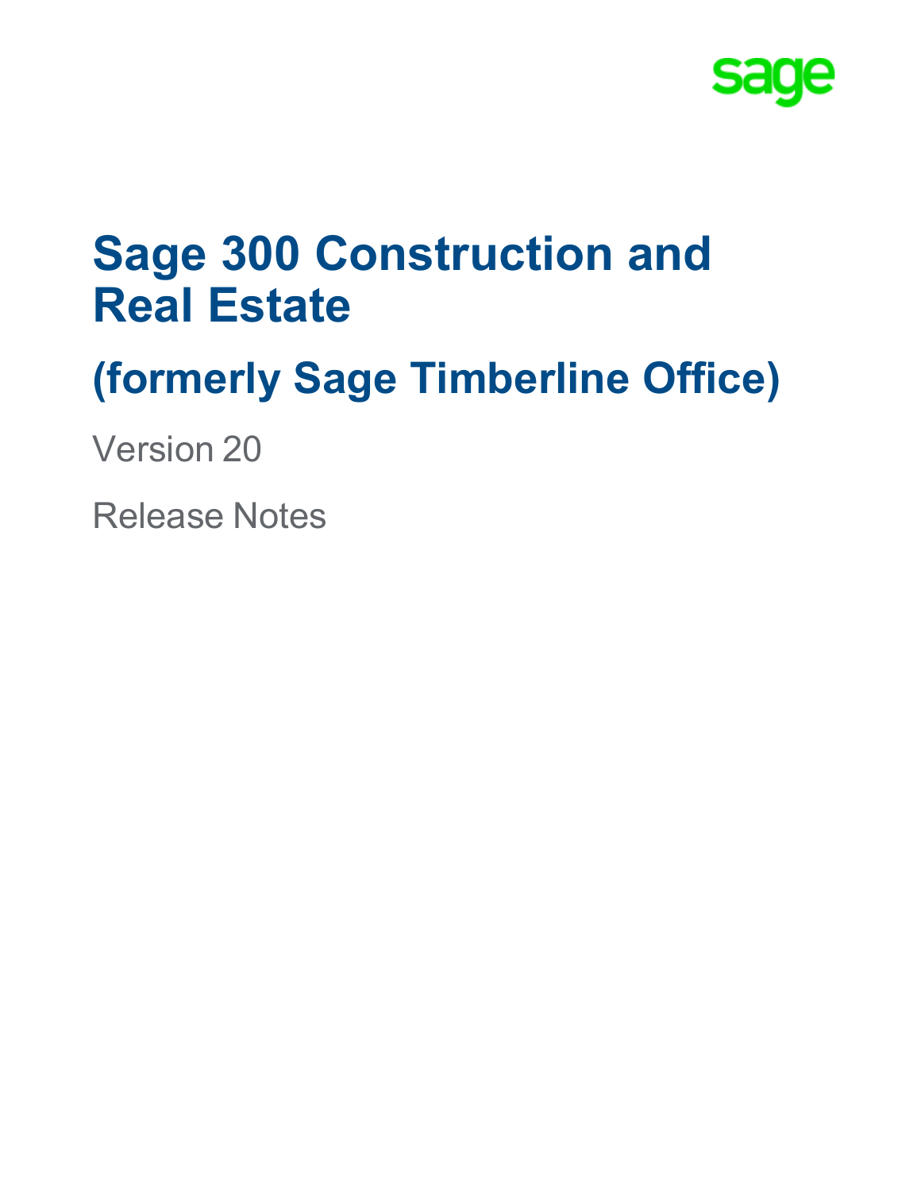sage

# Sage 300 Construction and Real Estate

## (formerly Sage Timberline Office)

Version 20

Release Notes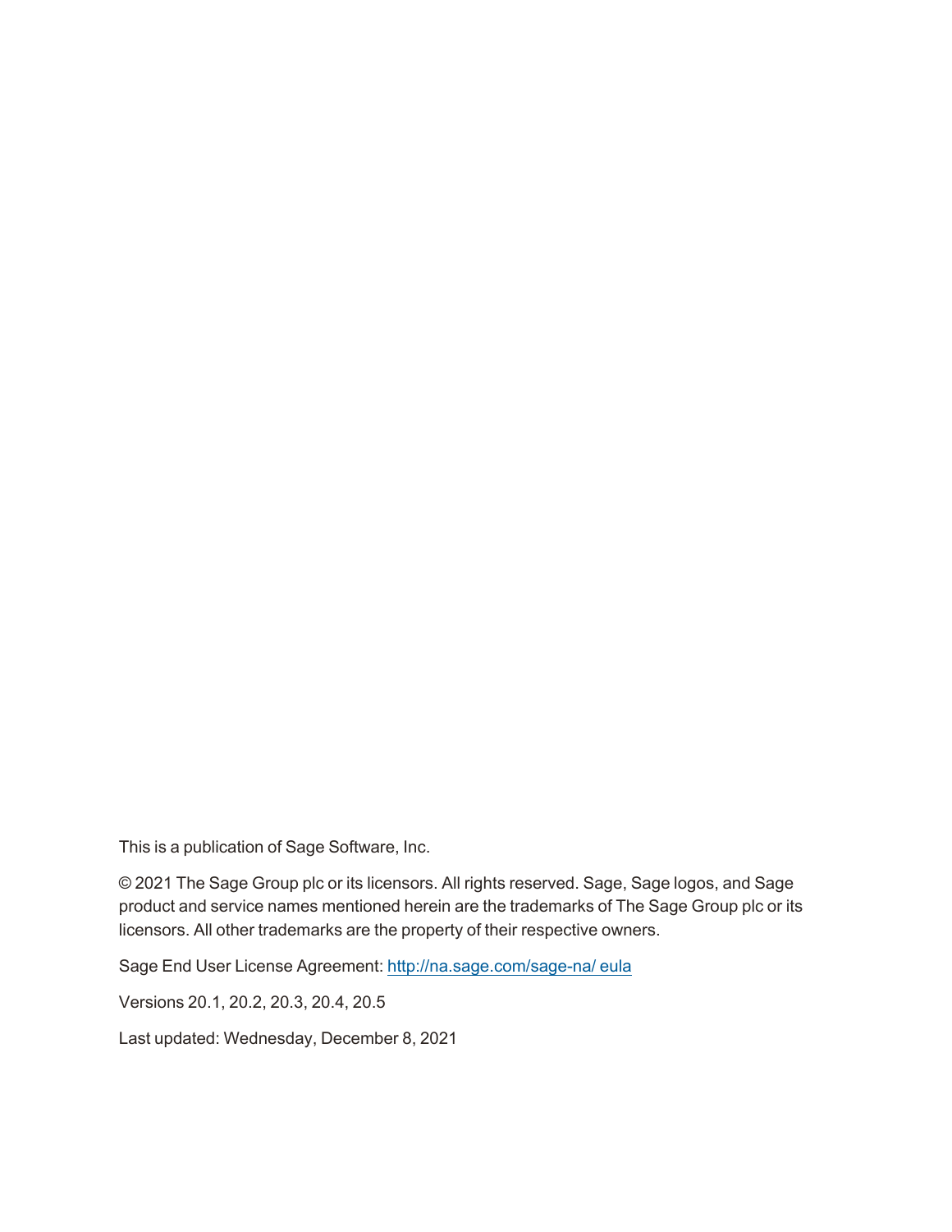This is a publication of Sage Software, Inc.

© 2021 The Sage Group plc or its licensors. All rights reserved. Sage, Sage logos, and Sage product and service names mentioned herein are the trademarks of The Sage Group plc or its licensors. All other trademarks are the property of their respective owners.

Sage End User License Agreement: [http://na.sage.com/sage-na/ eula](http://na.sage.com/sage-na/eula)

Versions 20.1, 20.2, 20.3, 20.4, 20.5

Last updated: Wednesday, December 8, 2021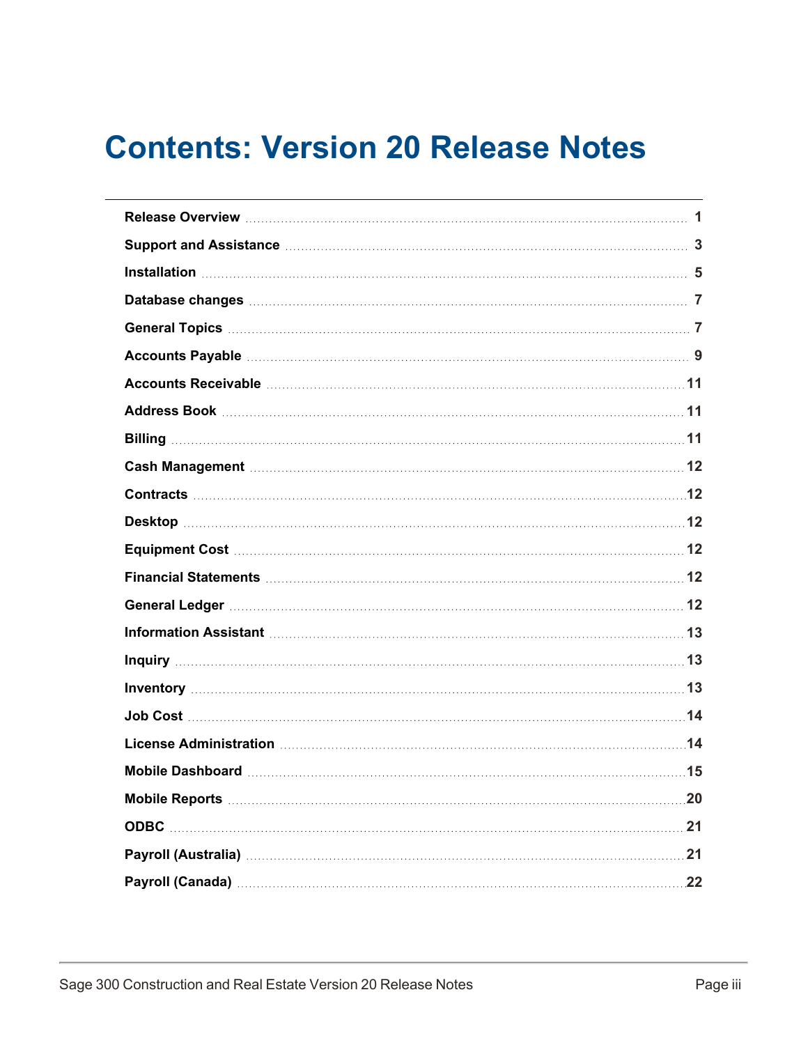# Contents: Version 20 Release Notes

| | |
|---|---|
| **Release Overview** | **1** |
| **Support and Assistance** | **3** |
| **Installation** | **5** |
| **Database changes** | **7** |
| **General Topics** | **7** |
| **Accounts Payable** | **9** |
| **Accounts Receivable** | **11** |
| **Address Book** | **11** |
| **Billing** | **11** |
| **Cash Management** | **12** |
| **Contracts** | **12** |
| **Desktop** | **12** |
| **Equipment Cost** | **12** |
| **Financial Statements** | **12** |
| **General Ledger** | **12** |
| **Information Assistant** | **13** |
| **Inquiry** | **13** |
| **Inventory** | **13** |
| **Job Cost** | **14** |
| **License Administration** | **14** |
| **Mobile Dashboard** | **15** |
| **Mobile Reports** | **20** |
| **ODBC** | **21** |
| **Payroll (Australia)** | **21** |
| **Payroll (Canada)** | **22** |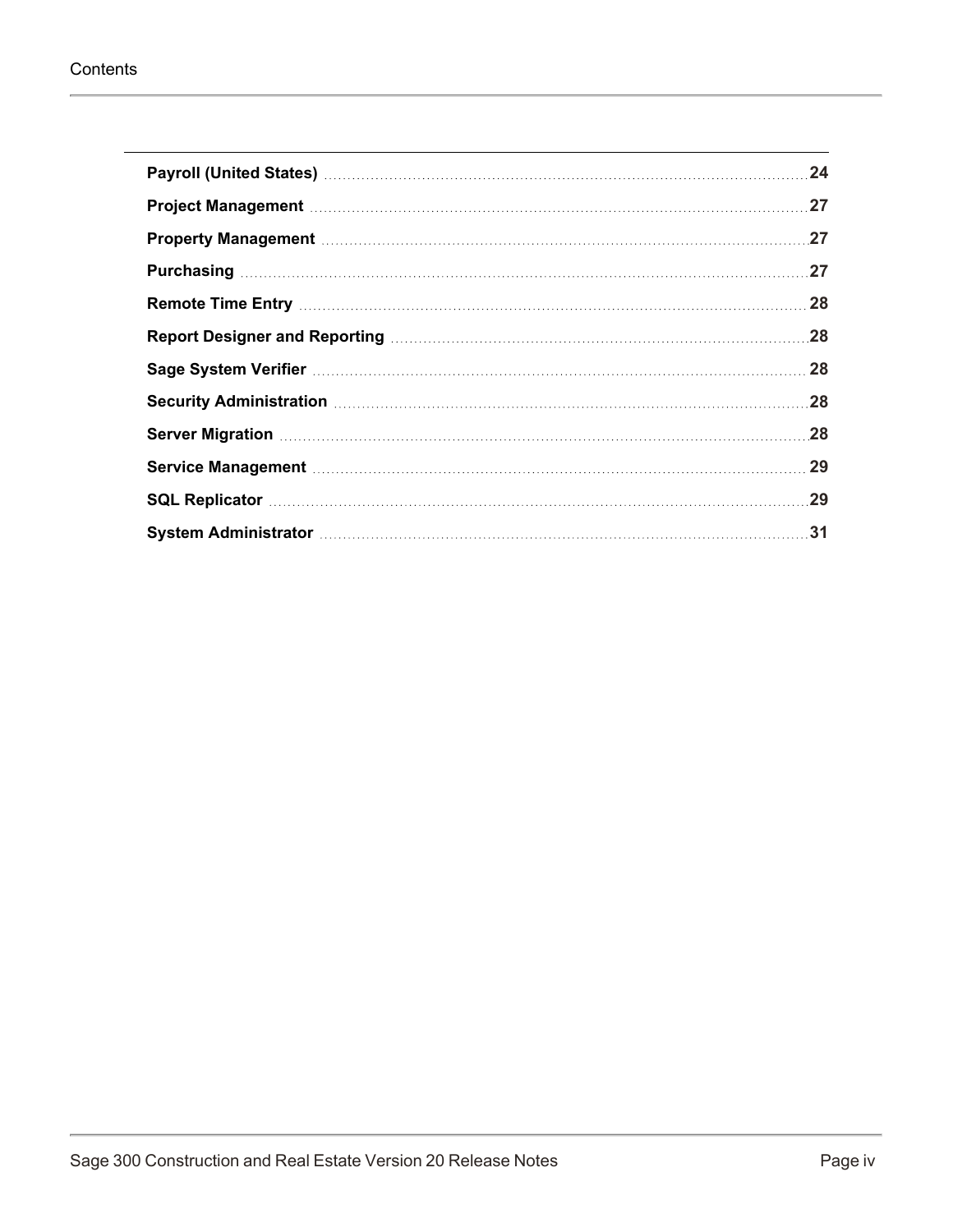**Payroll (United States)** ..... **24**

**Project Management** ..... **27**

**Property Management** ..... **27**

**Purchasing** ..... **27**

**Remote Time Entry** ..... **28**

**Report Designer and Reporting** ..... **28**

**Sage System Verifier** ..... **28**

**Security Administration** ..... **28**

**Server Migration** ..... **28**

**Service Management** ..... **29**

**SQL Replicator** ..... **29**

**System Administrator** ..... **31**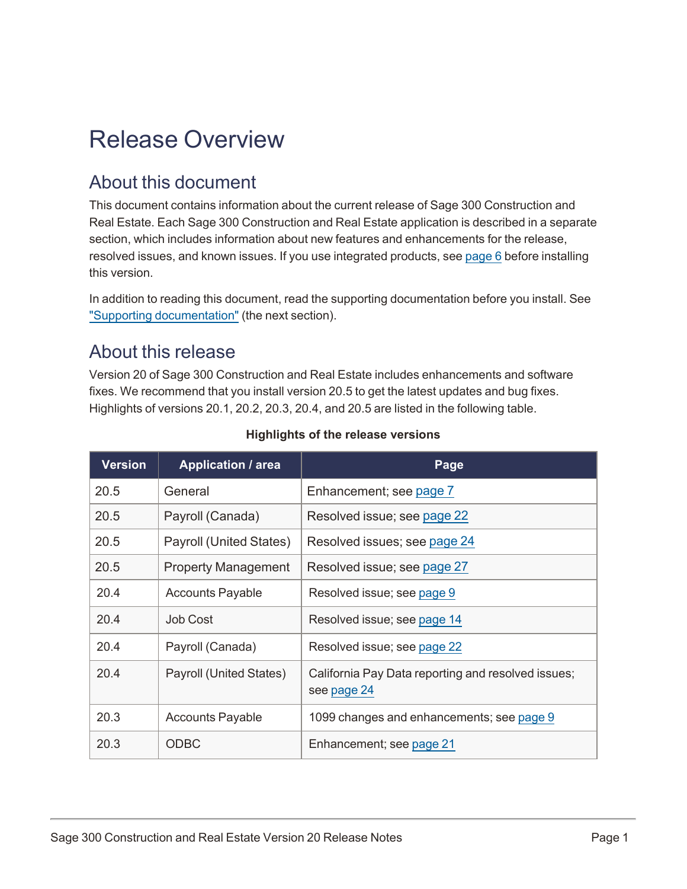# Release Overview

## About this document

This document contains information about the current release of Sage 300 Construction and Real Estate. Each Sage 300 Construction and Real Estate application is described in a separate section, which includes information about new features and enhancements for the release, resolved issues, and known issues. If you use integrated products, see page 6 before installing this version.

In addition to reading this document, read the supporting documentation before you install. See "Supporting documentation" (the next section).

## About this release

Version 20 of Sage 300 Construction and Real Estate includes enhancements and software fixes. We recommend that you install version 20.5 to get the latest updates and bug fixes. Highlights of versions 20.1, 20.2, 20.3, 20.4, and 20.5 are listed in the following table.

**Highlights of the release versions**

| Version | Application / area | Page |
|---|---|---|
| 20.5 | General | Enhancement; see page 7 |
| 20.5 | Payroll (Canada) | Resolved issue; see page 22 |
| 20.5 | Payroll (United States) | Resolved issues; see page 24 |
| 20.5 | Property Management | Resolved issue; see page 27 |
| 20.4 | Accounts Payable | Resolved issue; see page 9 |
| 20.4 | Job Cost | Resolved issue; see page 14 |
| 20.4 | Payroll (Canada) | Resolved issue; see page 22 |
| 20.4 | Payroll (United States) | California Pay Data reporting and resolved issues; see page 24 |
| 20.3 | Accounts Payable | 1099 changes and enhancements; see page 9 |
| 20.3 | ODBC | Enhancement; see page 21 |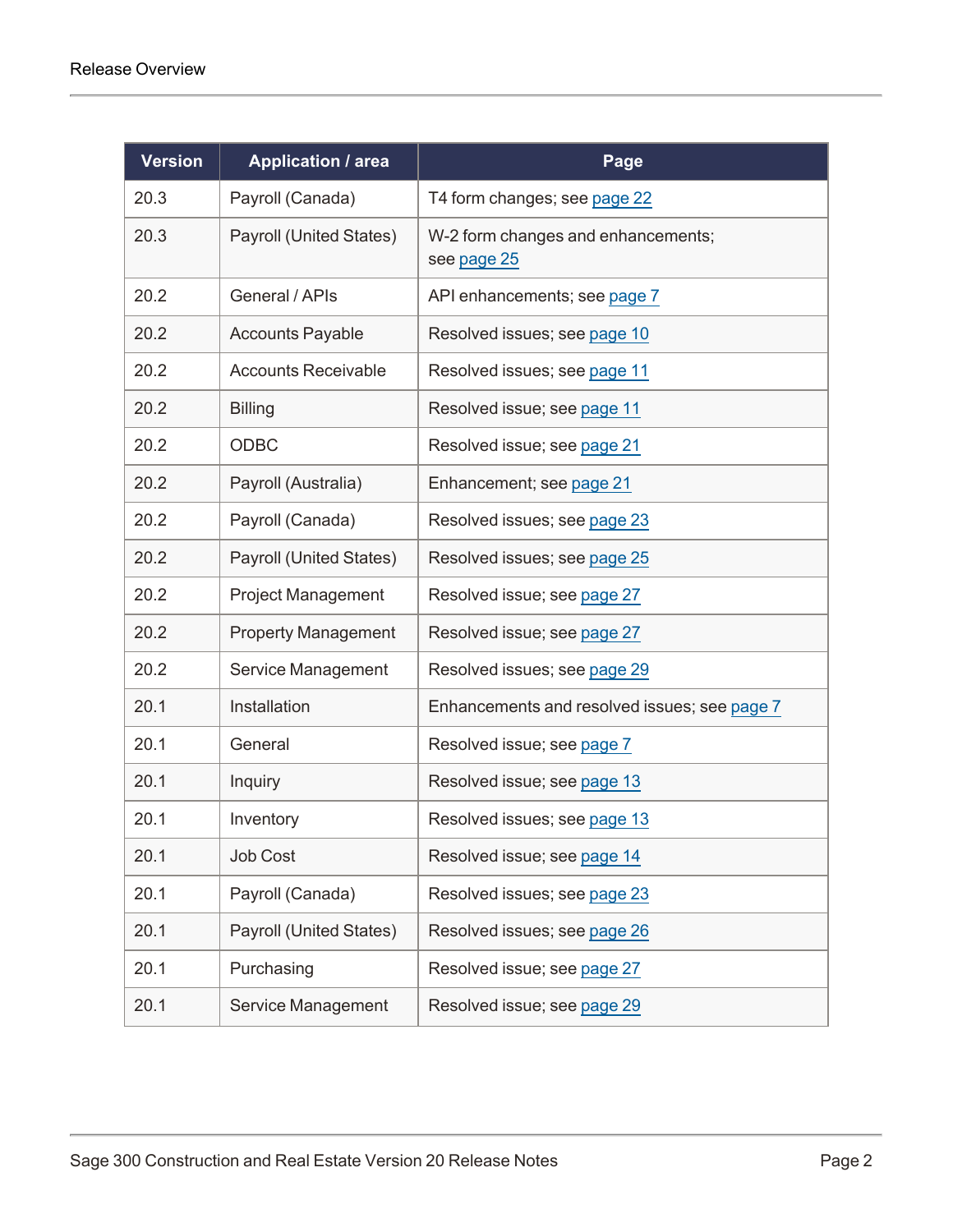| Version | Application / area | Page |
| --- | --- | --- |
| 20.3 | Payroll (Canada) | T4 form changes; see page 22 |
| 20.3 | Payroll (United States) | W-2 form changes and enhancements; see page 25 |
| 20.2 | General / APIs | API enhancements; see page 7 |
| 20.2 | Accounts Payable | Resolved issues; see page 10 |
| 20.2 | Accounts Receivable | Resolved issues; see page 11 |
| 20.2 | Billing | Resolved issue; see page 11 |
| 20.2 | ODBC | Resolved issue; see page 21 |
| 20.2 | Payroll (Australia) | Enhancement; see page 21 |
| 20.2 | Payroll (Canada) | Resolved issues; see page 23 |
| 20.2 | Payroll (United States) | Resolved issues; see page 25 |
| 20.2 | Project Management | Resolved issue; see page 27 |
| 20.2 | Property Management | Resolved issue; see page 27 |
| 20.2 | Service Management | Resolved issues; see page 29 |
| 20.1 | Installation | Enhancements and resolved issues; see page 7 |
| 20.1 | General | Resolved issue; see page 7 |
| 20.1 | Inquiry | Resolved issue; see page 13 |
| 20.1 | Inventory | Resolved issues; see page 13 |
| 20.1 | Job Cost | Resolved issue; see page 14 |
| 20.1 | Payroll (Canada) | Resolved issues; see page 23 |
| 20.1 | Payroll (United States) | Resolved issues; see page 26 |
| 20.1 | Purchasing | Resolved issue; see page 27 |
| 20.1 | Service Management | Resolved issue; see page 29 |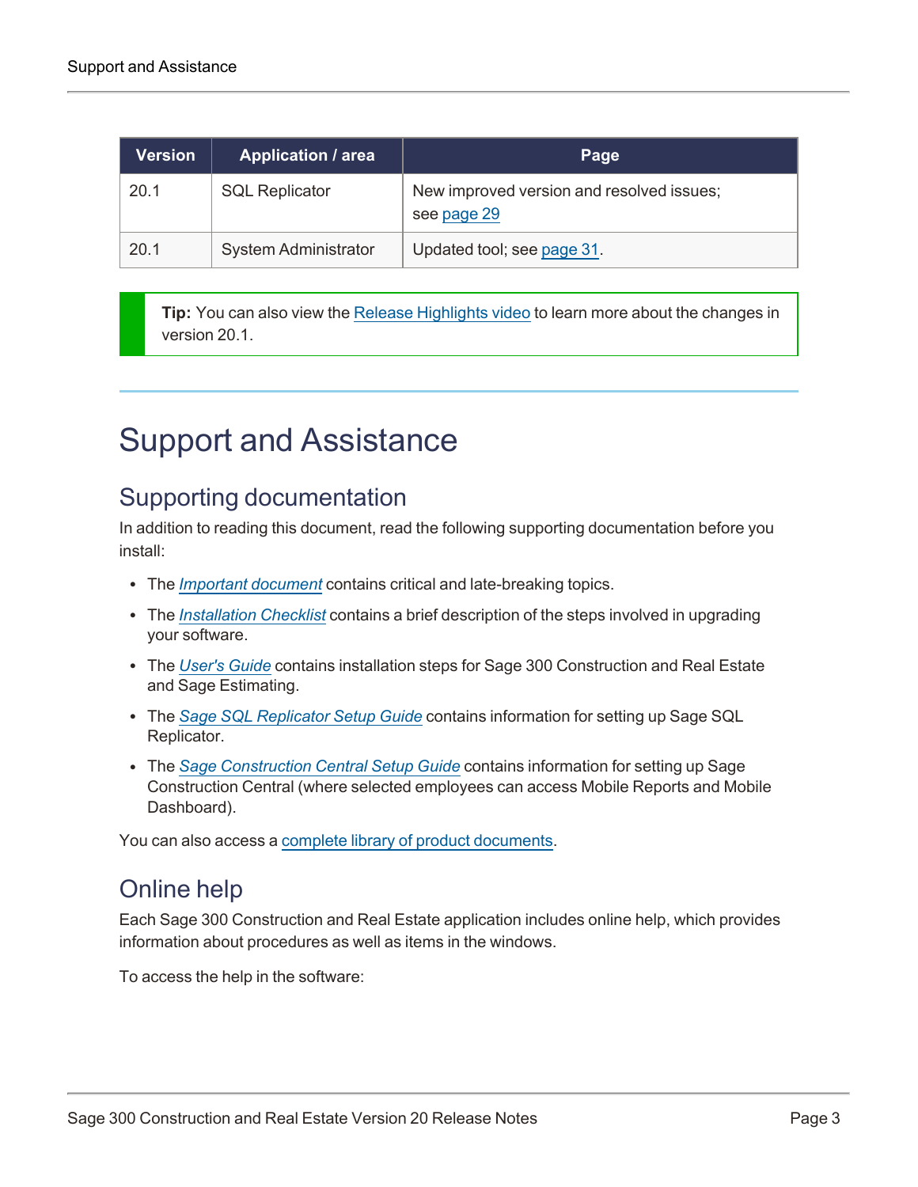| Version | Application / area | Page |
|---|---|---|
| 20.1 | SQL Replicator | New improved version and resolved issues; see page 29 |
| 20.1 | System Administrator | Updated tool; see page 31. |

> **Tip:** You can also view the Release Highlights video to learn more about the changes in version 20.1.

# Support and Assistance

## Supporting documentation

In addition to reading this document, read the following supporting documentation before you install:

- The *Important document* contains critical and late-breaking topics.
- The *Installation Checklist* contains a brief description of the steps involved in upgrading your software.
- The *User's Guide* contains installation steps for Sage 300 Construction and Real Estate and Sage Estimating.
- The *Sage SQL Replicator Setup Guide* contains information for setting up Sage SQL Replicator.
- The *Sage Construction Central Setup Guide* contains information for setting up Sage Construction Central (where selected employees can access Mobile Reports and Mobile Dashboard).

You can also access a complete library of product documents.

## Online help

Each Sage 300 Construction and Real Estate application includes online help, which provides information about procedures as well as items in the windows.

To access the help in the software: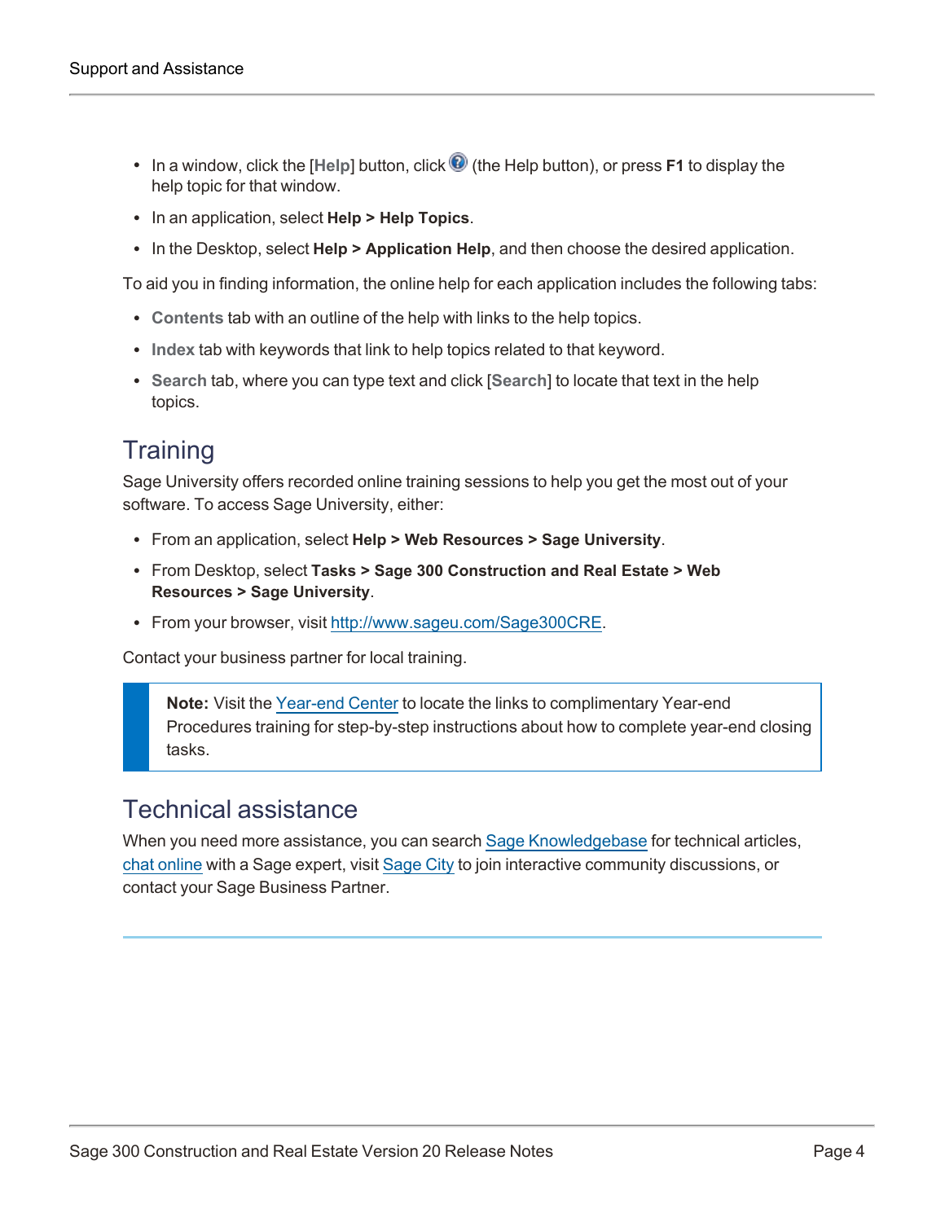- In a window, click the [**Help**] button, click (the Help button), or press **F1** to display the help topic for that window.
- In an application, select **Help > Help Topics**.
- In the Desktop, select **Help > Application Help**, and then choose the desired application.

To aid you in finding information, the online help for each application includes the following tabs:

- **Contents** tab with an outline of the help with links to the help topics.
- **Index** tab with keywords that link to help topics related to that keyword.
- **Search** tab, where you can type text and click [**Search**] to locate that text in the help topics.

## Training

Sage University offers recorded online training sessions to help you get the most out of your software. To access Sage University, either:

- From an application, select **Help > Web Resources > Sage University**.
- From Desktop, select **Tasks > Sage 300 Construction and Real Estate > Web Resources > Sage University**.
- From your browser, visit http://www.sageu.com/Sage300CRE.

Contact your business partner for local training.

> **Note:** Visit the Year-end Center to locate the links to complimentary Year-end Procedures training for step-by-step instructions about how to complete year-end closing tasks.

## Technical assistance

When you need more assistance, you can search Sage Knowledgebase for technical articles, chat online with a Sage expert, visit Sage City to join interactive community discussions, or contact your Sage Business Partner.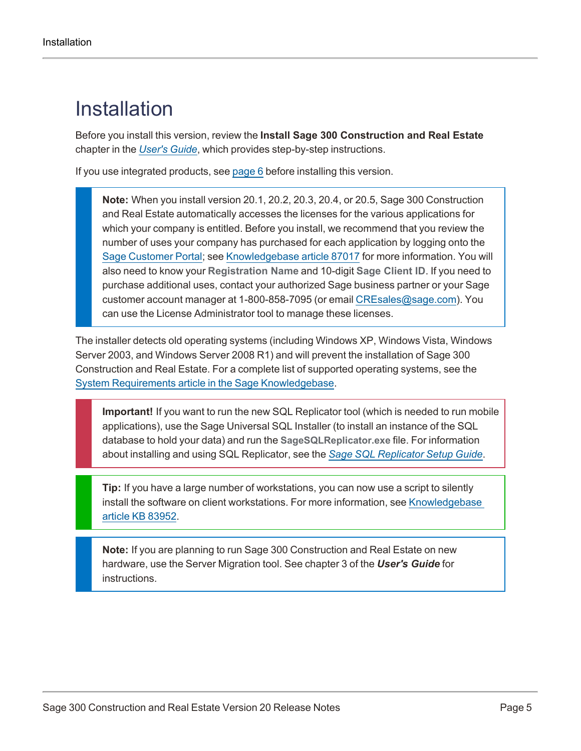# Installation

Before you install this version, review the **Install Sage 300 Construction and Real Estate** chapter in the *User's Guide*, which provides step-by-step instructions.

If you use integrated products, see page 6 before installing this version.

> **Note:** When you install version 20.1, 20.2, 20.3, 20.4, or 20.5, Sage 300 Construction and Real Estate automatically accesses the licenses for the various applications for which your company is entitled. Before you install, we recommend that you review the number of uses your company has purchased for each application by logging onto the Sage Customer Portal; see Knowledgebase article 87017 for more information. You will also need to know your **Registration Name** and 10-digit **Sage Client ID**. If you need to purchase additional uses, contact your authorized Sage business partner or your Sage customer account manager at 1-800-858-7095 (or email CREsales@sage.com). You can use the License Administrator tool to manage these licenses.

The installer detects old operating systems (including Windows XP, Windows Vista, Windows Server 2003, and Windows Server 2008 R1) and will prevent the installation of Sage 300 Construction and Real Estate. For a complete list of supported operating systems, see the System Requirements article in the Sage Knowledgebase.

> **Important!** If you want to run the new SQL Replicator tool (which is needed to run mobile applications), use the Sage Universal SQL Installer (to install an instance of the SQL database to hold your data) and run the **SageSQLReplicator.exe** file. For information about installing and using SQL Replicator, see the *Sage SQL Replicator Setup Guide*.

> **Tip:** If you have a large number of workstations, you can now use a script to silently install the software on client workstations. For more information, see Knowledgebase article KB 83952.

> **Note:** If you are planning to run Sage 300 Construction and Real Estate on new hardware, use the Server Migration tool. See chapter 3 of the ***User's Guide*** for instructions.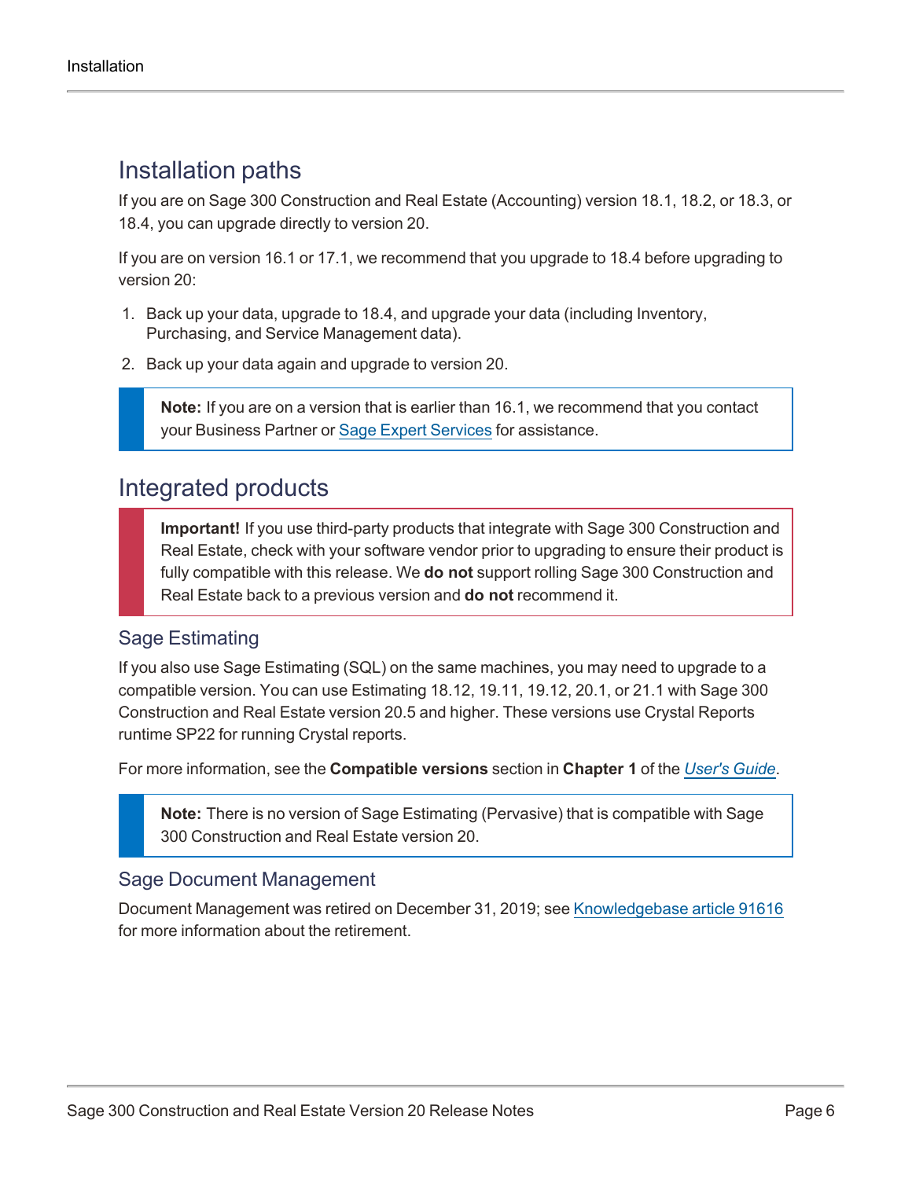## Installation paths

If you are on Sage 300 Construction and Real Estate (Accounting) version 18.1, 18.2, or 18.3, or 18.4, you can upgrade directly to version 20.

If you are on version 16.1 or 17.1, we recommend that you upgrade to 18.4 before upgrading to version 20:

1. Back up your data, upgrade to 18.4, and upgrade your data (including Inventory, Purchasing, and Service Management data).
2. Back up your data again and upgrade to version 20.

> **Note:** If you are on a version that is earlier than 16.1, we recommend that you contact your Business Partner or Sage Expert Services for assistance.

## Integrated products

> **Important!** If you use third-party products that integrate with Sage 300 Construction and Real Estate, check with your software vendor prior to upgrading to ensure their product is fully compatible with this release. We **do not** support rolling Sage 300 Construction and Real Estate back to a previous version and **do not** recommend it.

### Sage Estimating

If you also use Sage Estimating (SQL) on the same machines, you may need to upgrade to a compatible version. You can use Estimating 18.12, 19.11, 19.12, 20.1, or 21.1 with Sage 300 Construction and Real Estate version 20.5 and higher. These versions use Crystal Reports runtime SP22 for running Crystal reports.

For more information, see the **Compatible versions** section in **Chapter 1** of the *User's Guide*.

> **Note:** There is no version of Sage Estimating (Pervasive) that is compatible with Sage 300 Construction and Real Estate version 20.

### Sage Document Management

Document Management was retired on December 31, 2019; see Knowledgebase article 91616 for more information about the retirement.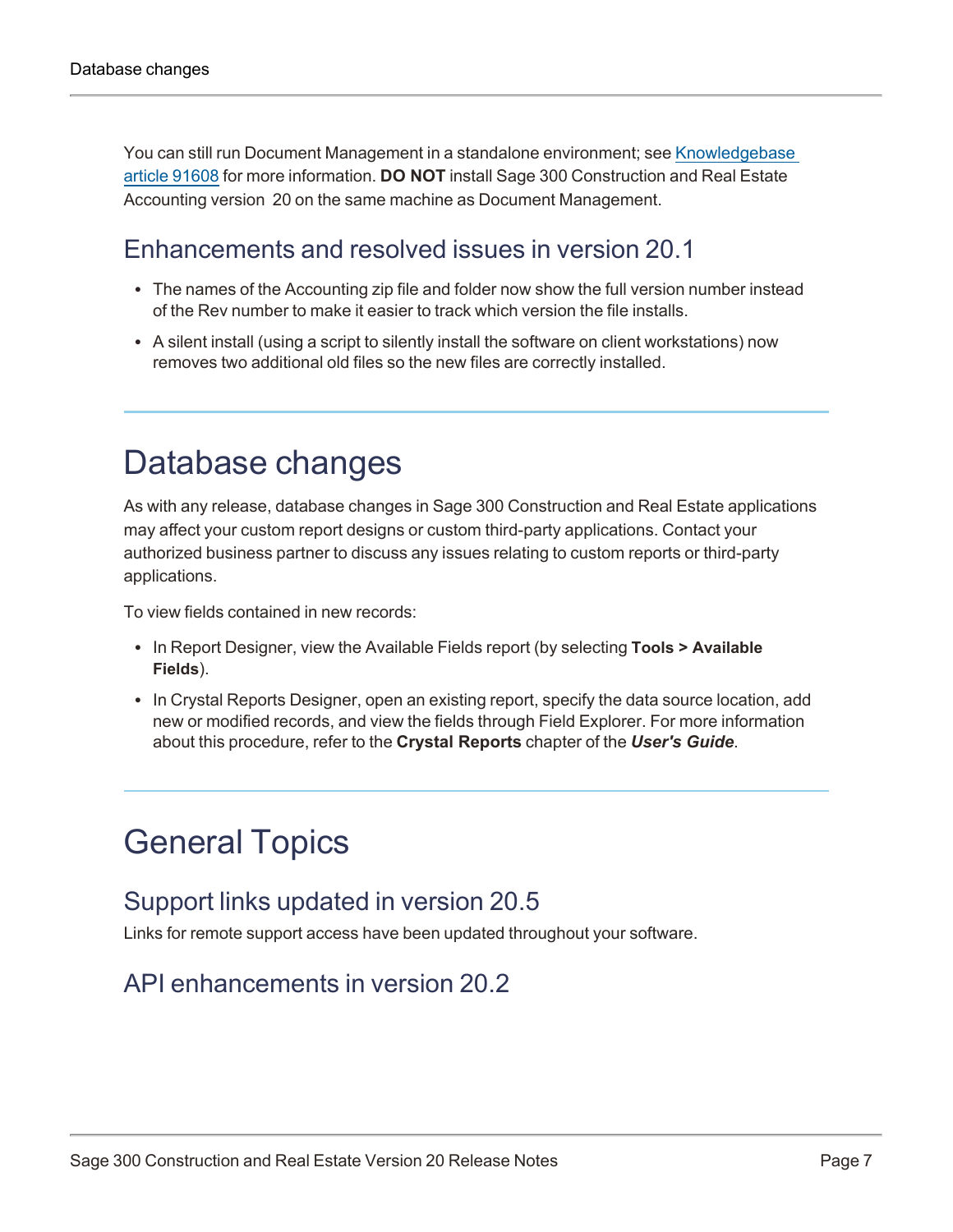You can still run Document Management in a standalone environment; see [Knowledgebase article 91608](Knowledgebase article 91608) for more information. **DO NOT** install Sage 300 Construction and Real Estate Accounting version 20 on the same machine as Document Management.

## Enhancements and resolved issues in version 20.1

- The names of the Accounting zip file and folder now show the full version number instead of the Rev number to make it easier to track which version the file installs.
- A silent install (using a script to silently install the software on client workstations) now removes two additional old files so the new files are correctly installed.

# Database changes

As with any release, database changes in Sage 300 Construction and Real Estate applications may affect your custom report designs or custom third-party applications. Contact your authorized business partner to discuss any issues relating to custom reports or third-party applications.

To view fields contained in new records:

- In Report Designer, view the Available Fields report (by selecting **Tools > Available Fields**).
- In Crystal Reports Designer, open an existing report, specify the data source location, add new or modified records, and view the fields through Field Explorer. For more information about this procedure, refer to the **Crystal Reports** chapter of the ***User's Guide***.

# General Topics

## Support links updated in version 20.5

Links for remote support access have been updated throughout your software.

## API enhancements in version 20.2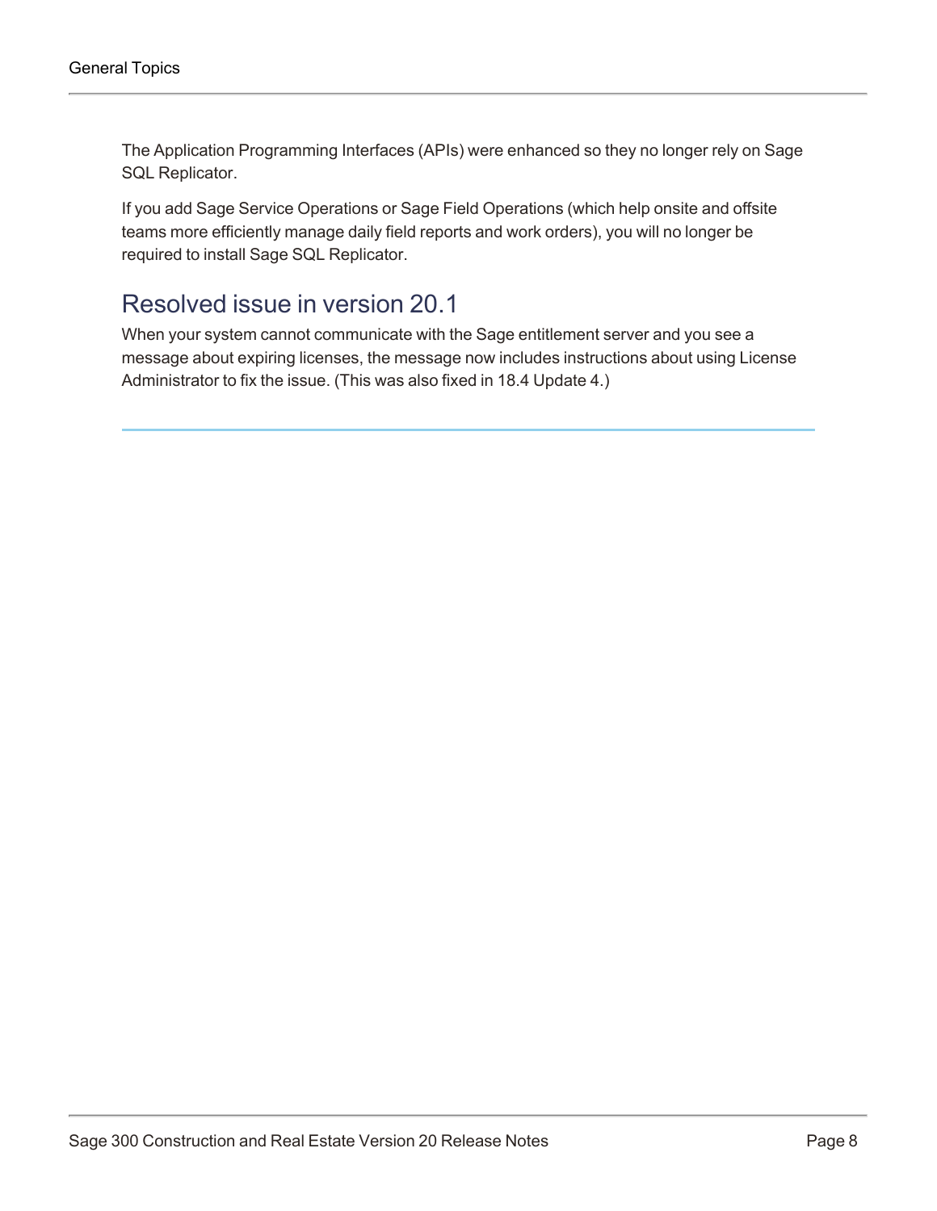The Application Programming Interfaces (APIs) were enhanced so they no longer rely on Sage SQL Replicator.

If you add Sage Service Operations or Sage Field Operations (which help onsite and offsite teams more efficiently manage daily field reports and work orders), you will no longer be required to install Sage SQL Replicator.

## Resolved issue in version 20.1

When your system cannot communicate with the Sage entitlement server and you see a message about expiring licenses, the message now includes instructions about using License Administrator to fix the issue. (This was also fixed in 18.4 Update 4.)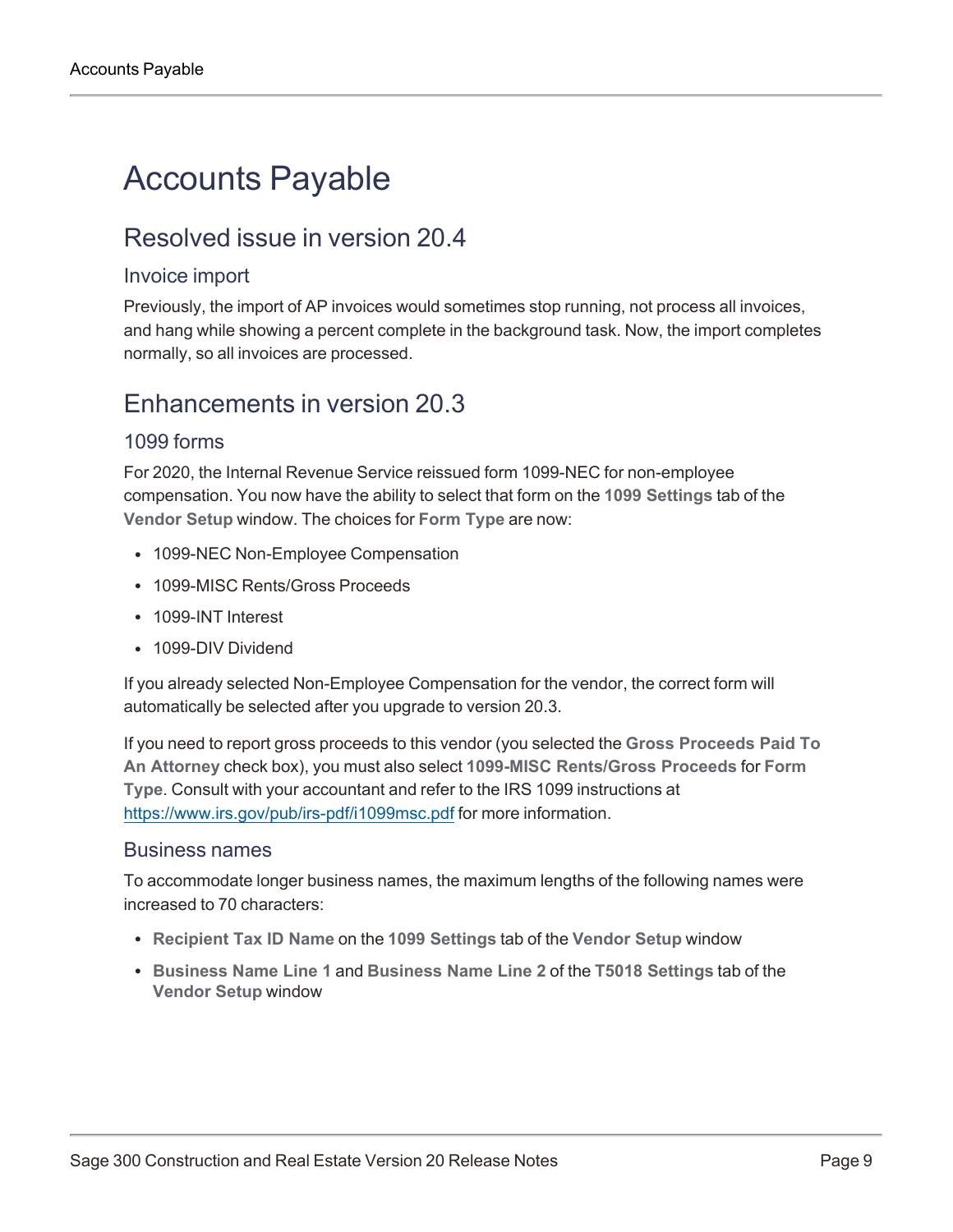# Accounts Payable

## Resolved issue in version 20.4

### Invoice import

Previously, the import of AP invoices would sometimes stop running, not process all invoices, and hang while showing a percent complete in the background task. Now, the import completes normally, so all invoices are processed.

## Enhancements in version 20.3

### 1099 forms

For 2020, the Internal Revenue Service reissued form 1099-NEC for non-employee compensation. You now have the ability to select that form on the **1099 Settings** tab of the **Vendor Setup** window. The choices for **Form Type** are now:

- 1099-NEC Non-Employee Compensation
- 1099-MISC Rents/Gross Proceeds
- 1099-INT Interest
- 1099-DIV Dividend

If you already selected Non-Employee Compensation for the vendor, the correct form will automatically be selected after you upgrade to version 20.3.

If you need to report gross proceeds to this vendor (you selected the **Gross Proceeds Paid To An Attorney** check box), you must also select **1099-MISC Rents/Gross Proceeds** for **Form Type**. Consult with your accountant and refer to the IRS 1099 instructions at https://www.irs.gov/pub/irs-pdf/i1099msc.pdf for more information.

### Business names

To accommodate longer business names, the maximum lengths of the following names were increased to 70 characters:

- **Recipient Tax ID Name** on the **1099 Settings** tab of the **Vendor Setup** window
- **Business Name Line 1** and **Business Name Line 2** of the **T5018 Settings** tab of the **Vendor Setup** window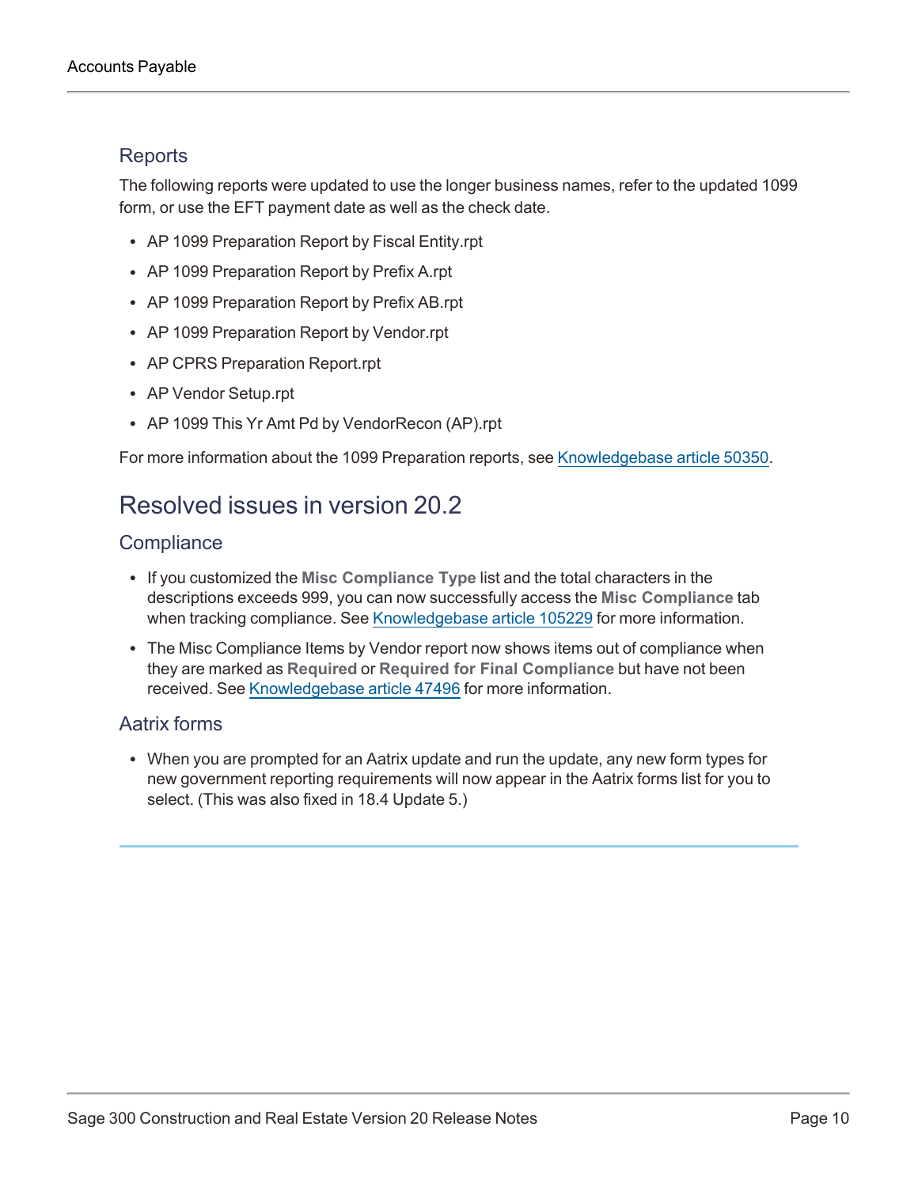### Reports

The following reports were updated to use the longer business names, refer to the updated 1099 form, or use the EFT payment date as well as the check date.

- AP 1099 Preparation Report by Fiscal Entity.rpt
- AP 1099 Preparation Report by Prefix A.rpt
- AP 1099 Preparation Report by Prefix AB.rpt
- AP 1099 Preparation Report by Vendor.rpt
- AP CPRS Preparation Report.rpt
- AP Vendor Setup.rpt
- AP 1099 This Yr Amt Pd by VendorRecon (AP).rpt

For more information about the 1099 Preparation reports, see Knowledgebase article 50350.

## Resolved issues in version 20.2

### Compliance

- If you customized the **Misc Compliance Type** list and the total characters in the descriptions exceeds 999, you can now successfully access the **Misc Compliance** tab when tracking compliance. See Knowledgebase article 105229 for more information.
- The Misc Compliance Items by Vendor report now shows items out of compliance when they are marked as **Required** or **Required for Final Compliance** but have not been received. See Knowledgebase article 47496 for more information.

### Aatrix forms

- When you are prompted for an Aatrix update and run the update, any new form types for new government reporting requirements will now appear in the Aatrix forms list for you to select. (This was also fixed in 18.4 Update 5.)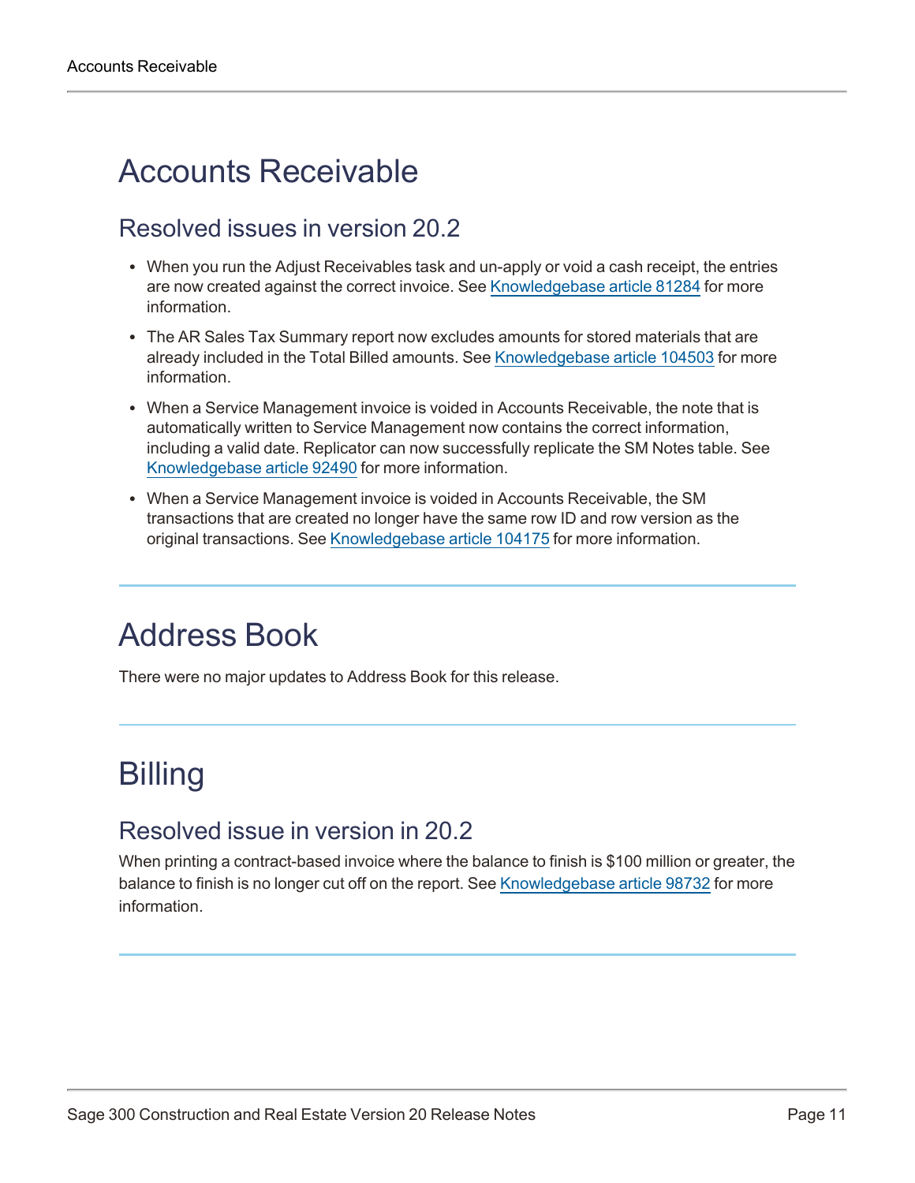# Accounts Receivable

## Resolved issues in version 20.2

- When you run the Adjust Receivables task and un-apply or void a cash receipt, the entries are now created against the correct invoice. See Knowledgebase article 81284 for more information.
- The AR Sales Tax Summary report now excludes amounts for stored materials that are already included in the Total Billed amounts. See Knowledgebase article 104503 for more information.
- When a Service Management invoice is voided in Accounts Receivable, the note that is automatically written to Service Management now contains the correct information, including a valid date. Replicator can now successfully replicate the SM Notes table. See Knowledgebase article 92490 for more information.
- When a Service Management invoice is voided in Accounts Receivable, the SM transactions that are created no longer have the same row ID and row version as the original transactions. See Knowledgebase article 104175 for more information.

# Address Book

There were no major updates to Address Book for this release.

# Billing

## Resolved issue in version in 20.2

When printing a contract-based invoice where the balance to finish is $100 million or greater, the balance to finish is no longer cut off on the report. See Knowledgebase article 98732 for more information.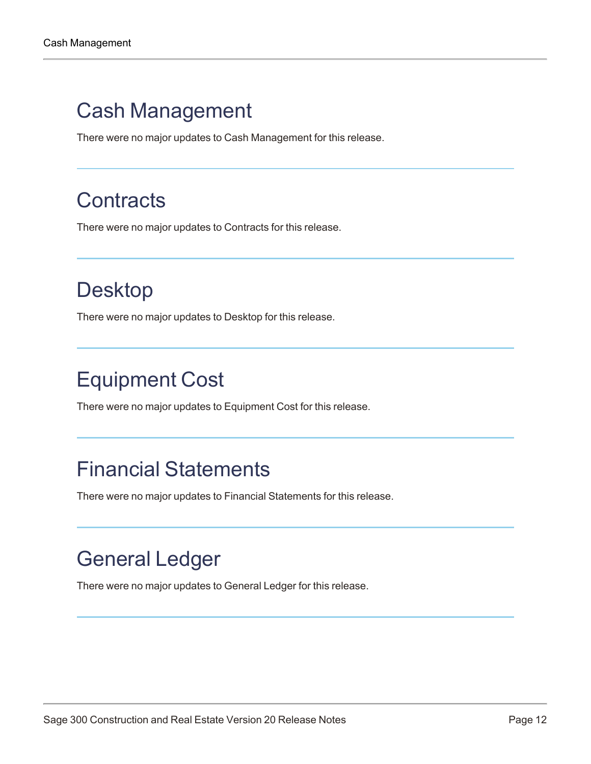# Cash Management

There were no major updates to Cash Management for this release.

---

# Contracts

There were no major updates to Contracts for this release.

---

# Desktop

There were no major updates to Desktop for this release.

---

# Equipment Cost

There were no major updates to Equipment Cost for this release.

---

# Financial Statements

There were no major updates to Financial Statements for this release.

---

# General Ledger

There were no major updates to General Ledger for this release.

---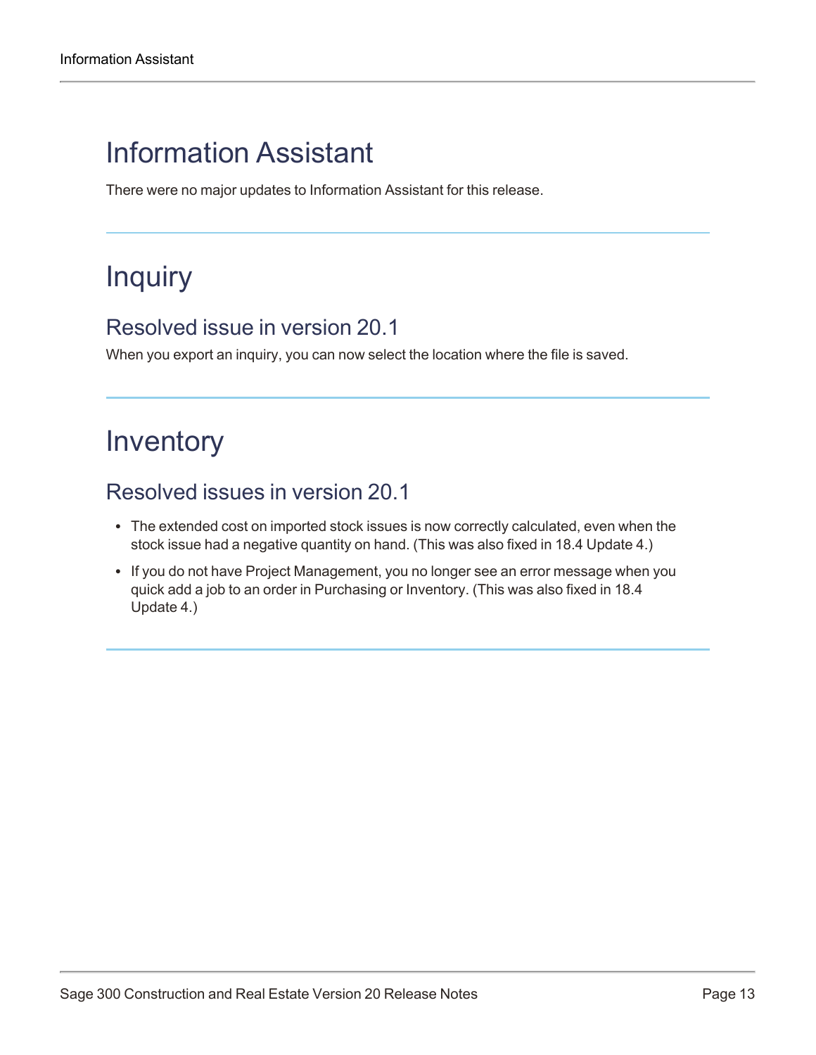# Information Assistant

There were no major updates to Information Assistant for this release.

# Inquiry

## Resolved issue in version 20.1

When you export an inquiry, you can now select the location where the file is saved.

# Inventory

## Resolved issues in version 20.1

- The extended cost on imported stock issues is now correctly calculated, even when the stock issue had a negative quantity on hand. (This was also fixed in 18.4 Update 4.)
- If you do not have Project Management, you no longer see an error message when you quick add a job to an order in Purchasing or Inventory. (This was also fixed in 18.4 Update 4.)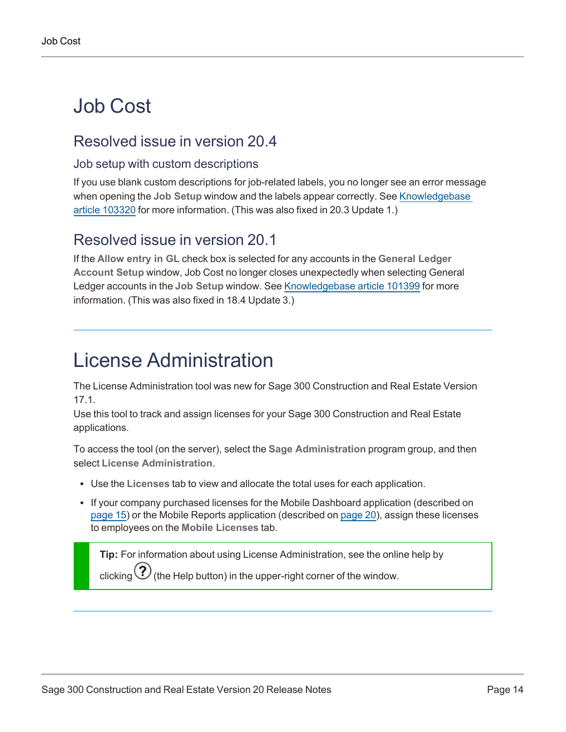# Job Cost

## Resolved issue in version 20.4

### Job setup with custom descriptions

If you use blank custom descriptions for job-related labels, you no longer see an error message when opening the **Job Setup** window and the labels appear correctly. See Knowledgebase article 103320 for more information. (This was also fixed in 20.3 Update 1.)

## Resolved issue in version 20.1

If the **Allow entry in GL** check box is selected for any accounts in the **General Ledger Account Setup** window, Job Cost no longer closes unexpectedly when selecting General Ledger accounts in the **Job Setup** window. See Knowledgebase article 101399 for more information. (This was also fixed in 18.4 Update 3.)

# License Administration

The License Administration tool was new for Sage 300 Construction and Real Estate Version 17.1.
Use this tool to track and assign licenses for your Sage 300 Construction and Real Estate applications.

To access the tool (on the server), select the **Sage Administration** program group, and then select **License Administration**.

- Use the **Licenses** tab to view and allocate the total uses for each application.
- If your company purchased licenses for the Mobile Dashboard application (described on page 15) or the Mobile Reports application (described on page 20), assign these licenses to employees on the **Mobile Licenses** tab.

> **Tip:** For information about using License Administration, see the online help by clicking (?) (the Help button) in the upper-right corner of the window.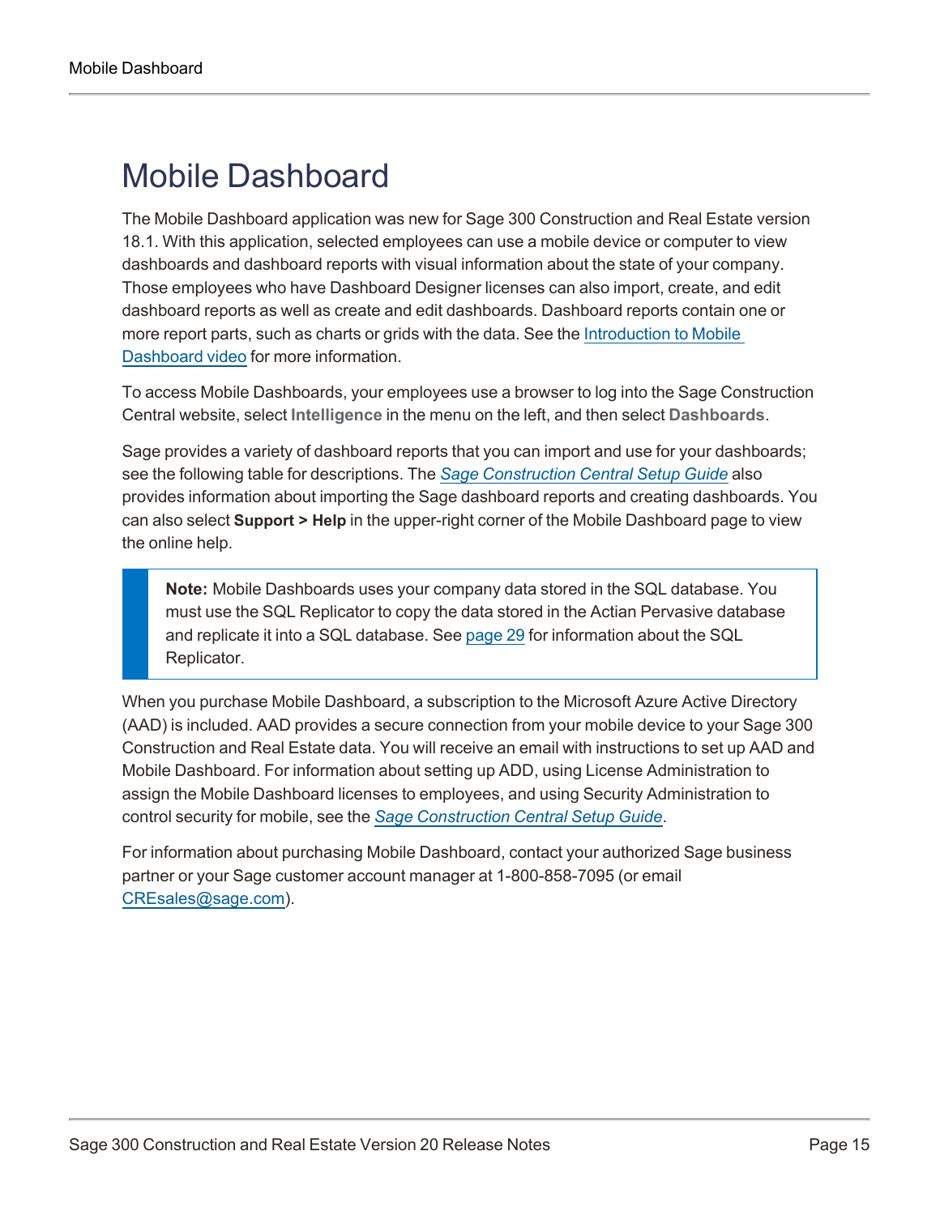# Mobile Dashboard

The Mobile Dashboard application was new for Sage 300 Construction and Real Estate version 18.1. With this application, selected employees can use a mobile device or computer to view dashboards and dashboard reports with visual information about the state of your company. Those employees who have Dashboard Designer licenses can also import, create, and edit dashboard reports as well as create and edit dashboards. Dashboard reports contain one or more report parts, such as charts or grids with the data. See the Introduction to Mobile Dashboard video for more information.

To access Mobile Dashboards, your employees use a browser to log into the Sage Construction Central website, select **Intelligence** in the menu on the left, and then select **Dashboards**.

Sage provides a variety of dashboard reports that you can import and use for your dashboards; see the following table for descriptions. The *Sage Construction Central Setup Guide* also provides information about importing the Sage dashboard reports and creating dashboards. You can also select **Support > Help** in the upper-right corner of the Mobile Dashboard page to view the online help.

> **Note:** Mobile Dashboards uses your company data stored in the SQL database. You must use the SQL Replicator to copy the data stored in the Actian Pervasive database and replicate it into a SQL database. See page 29 for information about the SQL Replicator.

When you purchase Mobile Dashboard, a subscription to the Microsoft Azure Active Directory (AAD) is included. AAD provides a secure connection from your mobile device to your Sage 300 Construction and Real Estate data. You will receive an email with instructions to set up AAD and Mobile Dashboard. For information about setting up ADD, using License Administration to assign the Mobile Dashboard licenses to employees, and using Security Administration to control security for mobile, see the *Sage Construction Central Setup Guide*.

For information about purchasing Mobile Dashboard, contact your authorized Sage business partner or your Sage customer account manager at 1-800-858-7095 (or email CREsales@sage.com).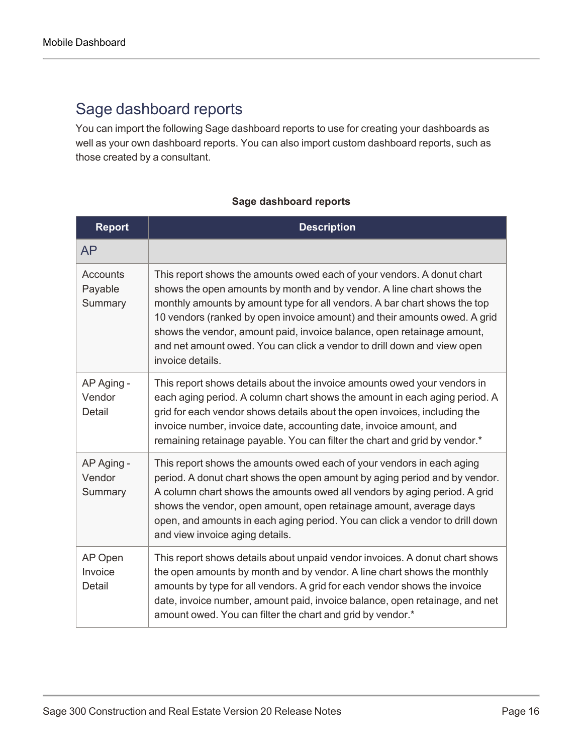## Sage dashboard reports

You can import the following Sage dashboard reports to use for creating your dashboards as well as your own dashboard reports. You can also import custom dashboard reports, such as those created by a consultant.

**Sage dashboard reports**

| Report | Description |
| --- | --- |
| AP | |
| Accounts Payable Summary | This report shows the amounts owed each of your vendors. A donut chart shows the open amounts by month and by vendor. A line chart shows the monthly amounts by amount type for all vendors. A bar chart shows the top 10 vendors (ranked by open invoice amount) and their amounts owed. A grid shows the vendor, amount paid, invoice balance, open retainage amount, and net amount owed. You can click a vendor to drill down and view open invoice details. |
| AP Aging - Vendor Detail | This report shows details about the invoice amounts owed your vendors in each aging period. A column chart shows the amount in each aging period. A grid for each vendor shows details about the open invoices, including the invoice number, invoice date, accounting date, invoice amount, and remaining retainage payable. You can filter the chart and grid by vendor.* |
| AP Aging - Vendor Summary | This report shows the amounts owed each of your vendors in each aging period. A donut chart shows the open amount by aging period and by vendor. A column chart shows the amounts owed all vendors by aging period. A grid shows the vendor, open amount, open retainage amount, average days open, and amounts in each aging period. You can click a vendor to drill down and view invoice aging details. |
| AP Open Invoice Detail | This report shows details about unpaid vendor invoices. A donut chart shows the open amounts by month and by vendor. A line chart shows the monthly amounts by type for all vendors. A grid for each vendor shows the invoice date, invoice number, amount paid, invoice balance, open retainage, and net amount owed. You can filter the chart and grid by vendor.* |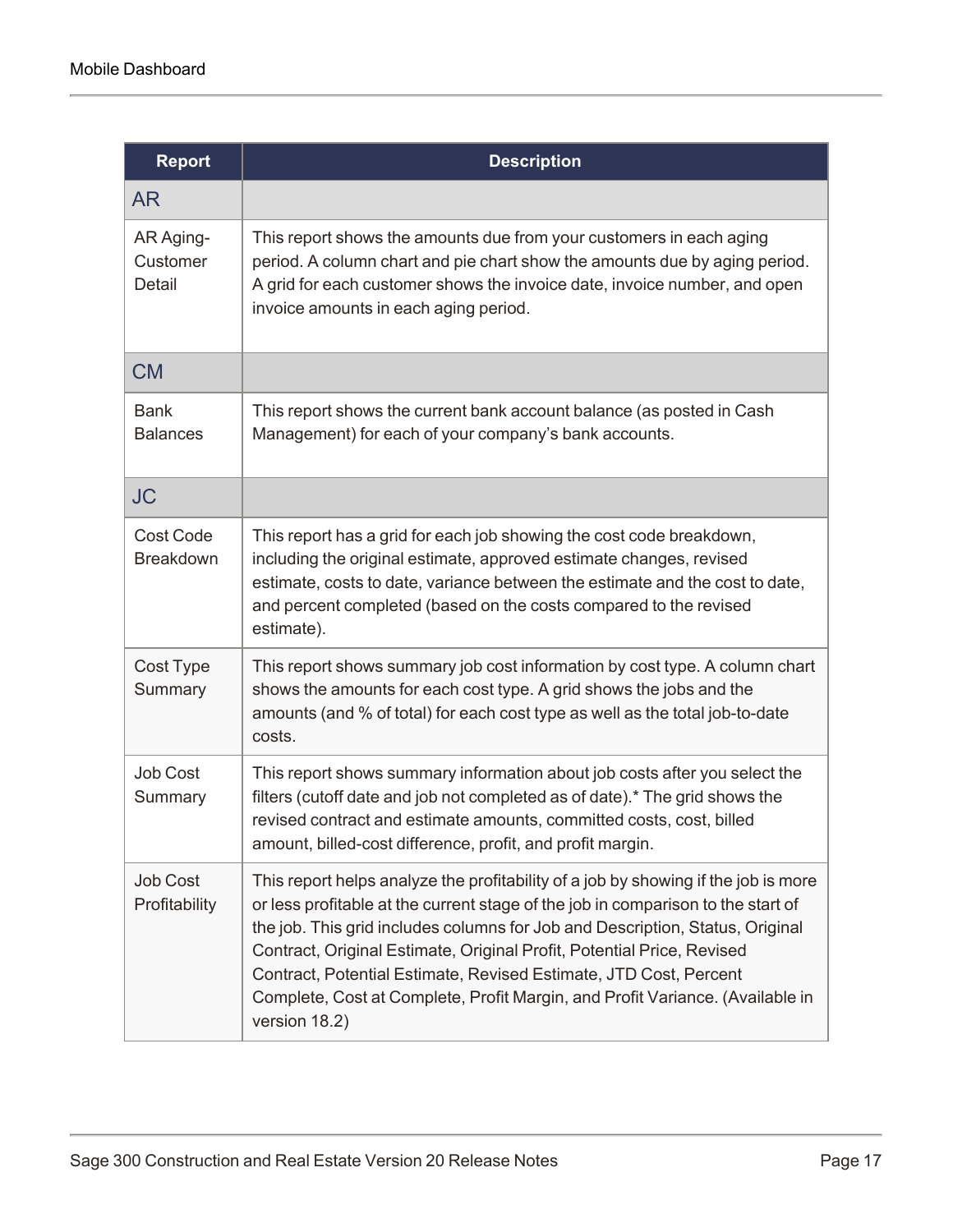| Report | Description |
|---|---|
| AR | |
| AR Aging-Customer Detail | This report shows the amounts due from your customers in each aging period. A column chart and pie chart show the amounts due by aging period. A grid for each customer shows the invoice date, invoice number, and open invoice amounts in each aging period. |
| CM | |
| Bank Balances | This report shows the current bank account balance (as posted in Cash Management) for each of your company's bank accounts. |
| JC | |
| Cost Code Breakdown | This report has a grid for each job showing the cost code breakdown, including the original estimate, approved estimate changes, revised estimate, costs to date, variance between the estimate and the cost to date, and percent completed (based on the costs compared to the revised estimate). |
| Cost Type Summary | This report shows summary job cost information by cost type. A column chart shows the amounts for each cost type. A grid shows the jobs and the amounts (and % of total) for each cost type as well as the total job-to-date costs. |
| Job Cost Summary | This report shows summary information about job costs after you select the filters (cutoff date and job not completed as of date).* The grid shows the revised contract and estimate amounts, committed costs, cost, billed amount, billed-cost difference, profit, and profit margin. |
| Job Cost Profitability | This report helps analyze the profitability of a job by showing if the job is more or less profitable at the current stage of the job in comparison to the start of the job. This grid includes columns for Job and Description, Status, Original Contract, Original Estimate, Original Profit, Potential Price, Revised Contract, Potential Estimate, Revised Estimate, JTD Cost, Percent Complete, Cost at Complete, Profit Margin, and Profit Variance. (Available in version 18.2) |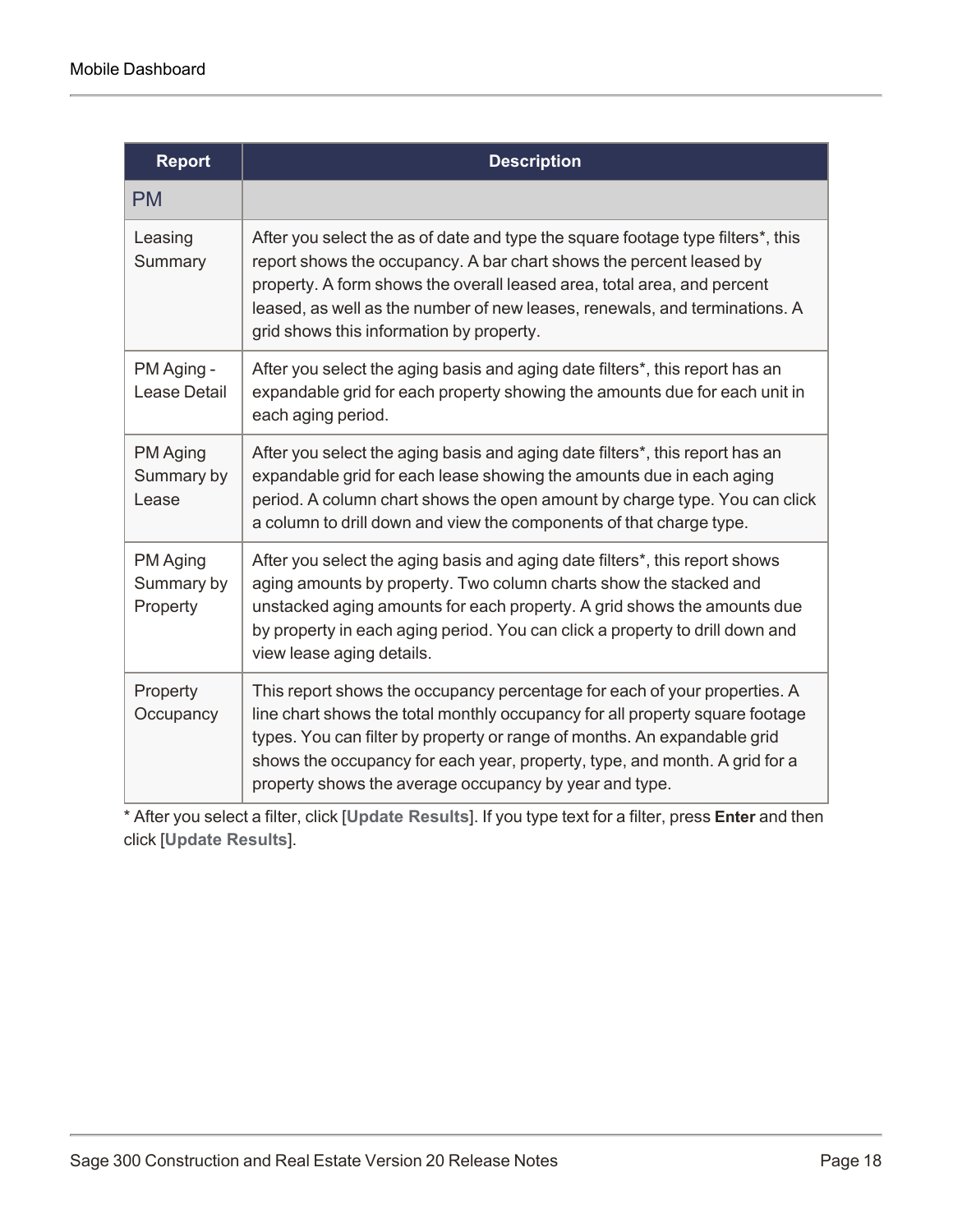| Report | Description |
| --- | --- |
| PM | |
| Leasing Summary | After you select the as of date and type the square footage type filters*, this report shows the occupancy. A bar chart shows the percent leased by property. A form shows the overall leased area, total area, and percent leased, as well as the number of new leases, renewals, and terminations. A grid shows this information by property. |
| PM Aging - Lease Detail | After you select the aging basis and aging date filters*, this report has an expandable grid for each property showing the amounts due for each unit in each aging period. |
| PM Aging Summary by Lease | After you select the aging basis and aging date filters*, this report has an expandable grid for each lease showing the amounts due in each aging period. A column chart shows the open amount by charge type. You can click a column to drill down and view the components of that charge type. |
| PM Aging Summary by Property | After you select the aging basis and aging date filters*, this report shows aging amounts by property. Two column charts show the stacked and unstacked aging amounts for each property. A grid shows the amounts due by property in each aging period. You can click a property to drill down and view lease aging details. |
| Property Occupancy | This report shows the occupancy percentage for each of your properties. A line chart shows the total monthly occupancy for all property square footage types. You can filter by property or range of months. An expandable grid shows the occupancy for each year, property, type, and month. A grid for a property shows the average occupancy by year and type. |

* After you select a filter, click [**Update Results**]. If you type text for a filter, press **Enter** and then click [**Update Results**].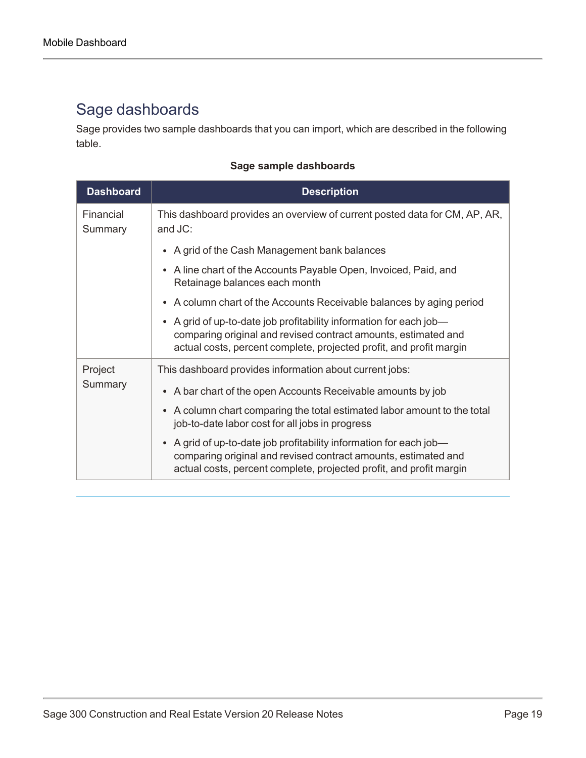## Sage dashboards

Sage provides two sample dashboards that you can import, which are described in the following table.

**Sage sample dashboards**

| Dashboard | Description |
| --- | --- |
| Financial Summary | This dashboard provides an overview of current posted data for CM, AP, AR, and JC:<br>• A grid of the Cash Management bank balances<br>• A line chart of the Accounts Payable Open, Invoiced, Paid, and Retainage balances each month<br>• A column chart of the Accounts Receivable balances by aging period<br>• A grid of up-to-date job profitability information for each job—comparing original and revised contract amounts, estimated and actual costs, percent complete, projected profit, and profit margin |
| Project Summary | This dashboard provides information about current jobs:<br>• A bar chart of the open Accounts Receivable amounts by job<br>• A column chart comparing the total estimated labor amount to the total job-to-date labor cost for all jobs in progress<br>• A grid of up-to-date job profitability information for each job—comparing original and revised contract amounts, estimated and actual costs, percent complete, projected profit, and profit margin |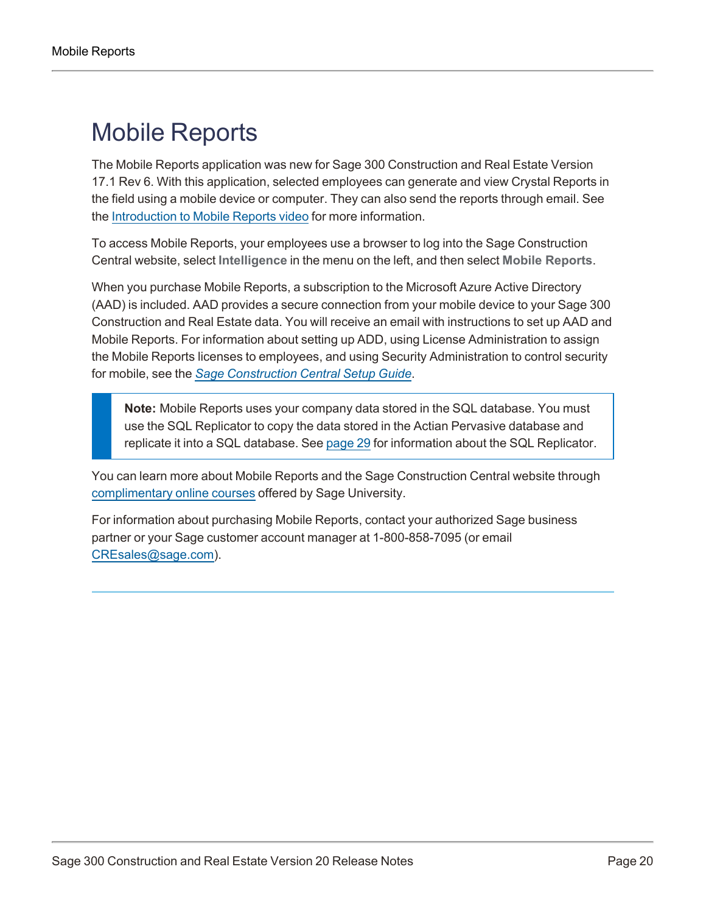# Mobile Reports

The Mobile Reports application was new for Sage 300 Construction and Real Estate Version 17.1 Rev 6. With this application, selected employees can generate and view Crystal Reports in the field using a mobile device or computer. They can also send the reports through email. See the Introduction to Mobile Reports video for more information.

To access Mobile Reports, your employees use a browser to log into the Sage Construction Central website, select **Intelligence** in the menu on the left, and then select **Mobile Reports**.

When you purchase Mobile Reports, a subscription to the Microsoft Azure Active Directory (AAD) is included. AAD provides a secure connection from your mobile device to your Sage 300 Construction and Real Estate data. You will receive an email with instructions to set up AAD and Mobile Reports. For information about setting up ADD, using License Administration to assign the Mobile Reports licenses to employees, and using Security Administration to control security for mobile, see the *Sage Construction Central Setup Guide*.

> **Note:** Mobile Reports uses your company data stored in the SQL database. You must use the SQL Replicator to copy the data stored in the Actian Pervasive database and replicate it into a SQL database. See page 29 for information about the SQL Replicator.

You can learn more about Mobile Reports and the Sage Construction Central website through complimentary online courses offered by Sage University.

For information about purchasing Mobile Reports, contact your authorized Sage business partner or your Sage customer account manager at 1-800-858-7095 (or email CREsales@sage.com).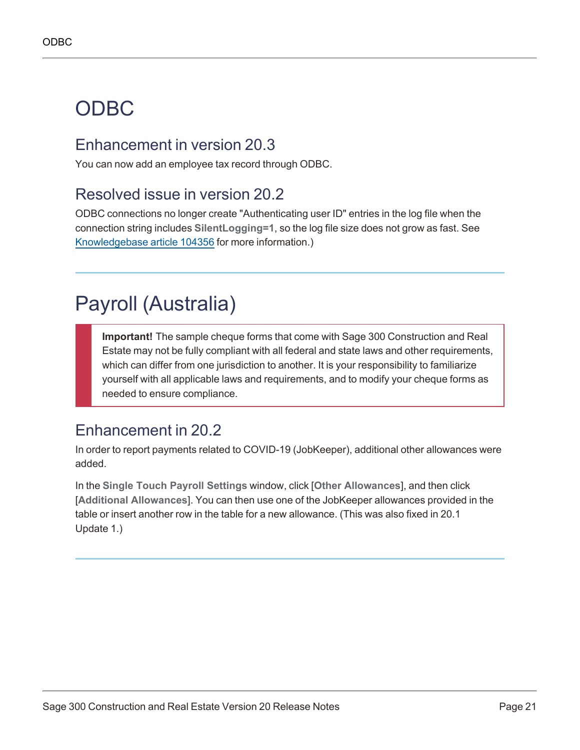# ODBC

## Enhancement in version 20.3

You can now add an employee tax record through ODBC.

## Resolved issue in version 20.2

ODBC connections no longer create "Authenticating user ID" entries in the log file when the connection string includes **SilentLogging=1**, so the log file size does not grow as fast. See Knowledgebase article 104356 for more information.)

# Payroll (Australia)

> **Important!** The sample cheque forms that come with Sage 300 Construction and Real Estate may not be fully compliant with all federal and state laws and other requirements, which can differ from one jurisdiction to another. It is your responsibility to familiarize yourself with all applicable laws and requirements, and to modify your cheque forms as needed to ensure compliance.

## Enhancement in 20.2

In order to report payments related to COVID-19 (JobKeeper), additional other allowances were added.

In the **Single Touch Payroll Settings** window, click [**Other Allowances**], and then click [**Additional Allowances**]. You can then use one of the JobKeeper allowances provided in the table or insert another row in the table for a new allowance. (This was also fixed in 20.1 Update 1.)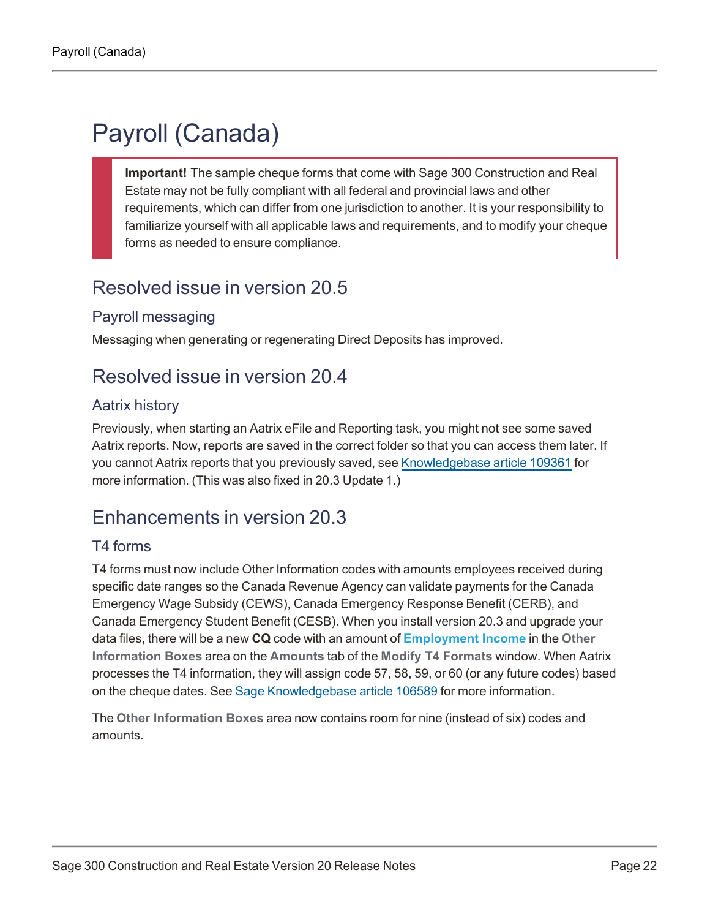# Payroll (Canada)

> **Important!** The sample cheque forms that come with Sage 300 Construction and Real Estate may not be fully compliant with all federal and provincial laws and other requirements, which can differ from one jurisdiction to another. It is your responsibility to familiarize yourself with all applicable laws and requirements, and to modify your cheque forms as needed to ensure compliance.

## Resolved issue in version 20.5

### Payroll messaging

Messaging when generating or regenerating Direct Deposits has improved.

## Resolved issue in version 20.4

### Aatrix history

Previously, when starting an Aatrix eFile and Reporting task, you might not see some saved Aatrix reports. Now, reports are saved in the correct folder so that you can access them later. If you cannot Aatrix reports that you previously saved, see Knowledgebase article 109361 for more information. (This was also fixed in 20.3 Update 1.)

## Enhancements in version 20.3

### T4 forms

T4 forms must now include Other Information codes with amounts employees received during specific date ranges so the Canada Revenue Agency can validate payments for the Canada Emergency Wage Subsidy (CEWS), Canada Emergency Response Benefit (CERB), and Canada Emergency Student Benefit (CESB). When you install version 20.3 and upgrade your data files, there will be a new **CQ** code with an amount of **Employment Income** in the **Other Information Boxes** area on the **Amounts** tab of the **Modify T4 Formats** window. When Aatrix processes the T4 information, they will assign code 57, 58, 59, or 60 (or any future codes) based on the cheque dates. See Sage Knowledgebase article 106589 for more information.

The **Other Information Boxes** area now contains room for nine (instead of six) codes and amounts.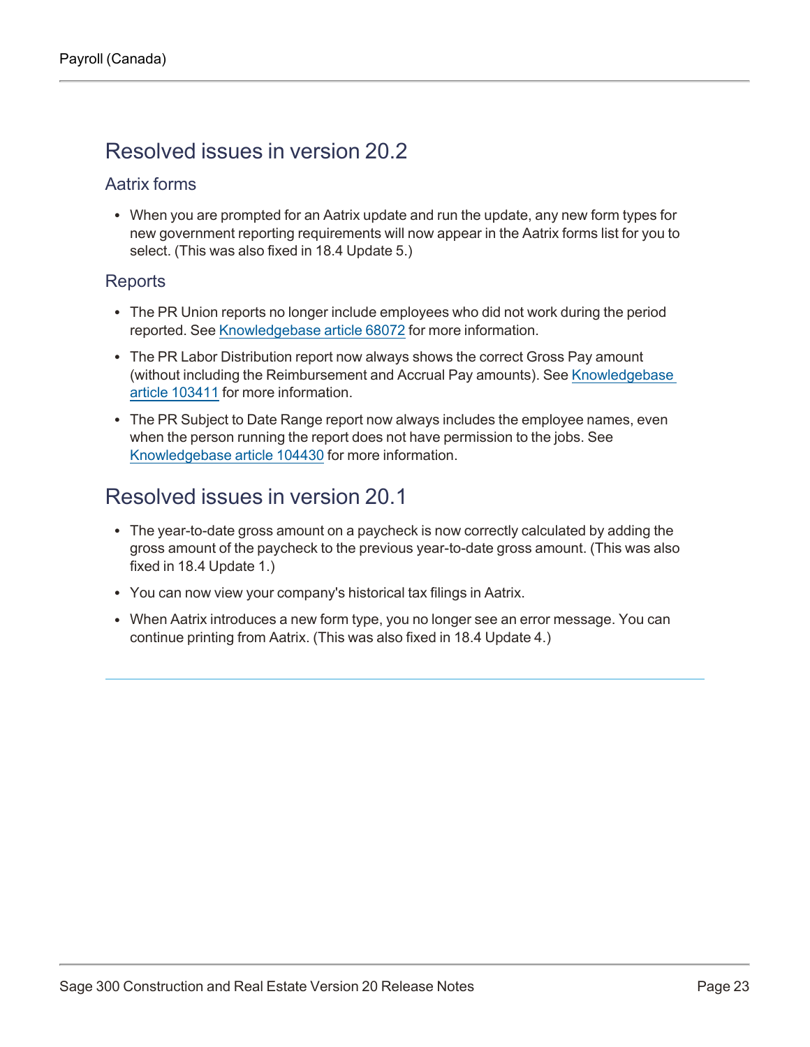## Resolved issues in version 20.2

### Aatrix forms

- When you are prompted for an Aatrix update and run the update, any new form types for new government reporting requirements will now appear in the Aatrix forms list for you to select. (This was also fixed in 18.4 Update 5.)

### Reports

- The PR Union reports no longer include employees who did not work during the period reported. See Knowledgebase article 68072 for more information.
- The PR Labor Distribution report now always shows the correct Gross Pay amount (without including the Reimbursement and Accrual Pay amounts). See Knowledgebase article 103411 for more information.
- The PR Subject to Date Range report now always includes the employee names, even when the person running the report does not have permission to the jobs. See Knowledgebase article 104430 for more information.

## Resolved issues in version 20.1

- The year-to-date gross amount on a paycheck is now correctly calculated by adding the gross amount of the paycheck to the previous year-to-date gross amount. (This was also fixed in 18.4 Update 1.)
- You can now view your company's historical tax filings in Aatrix.
- When Aatrix introduces a new form type, you no longer see an error message. You can continue printing from Aatrix. (This was also fixed in 18.4 Update 4.)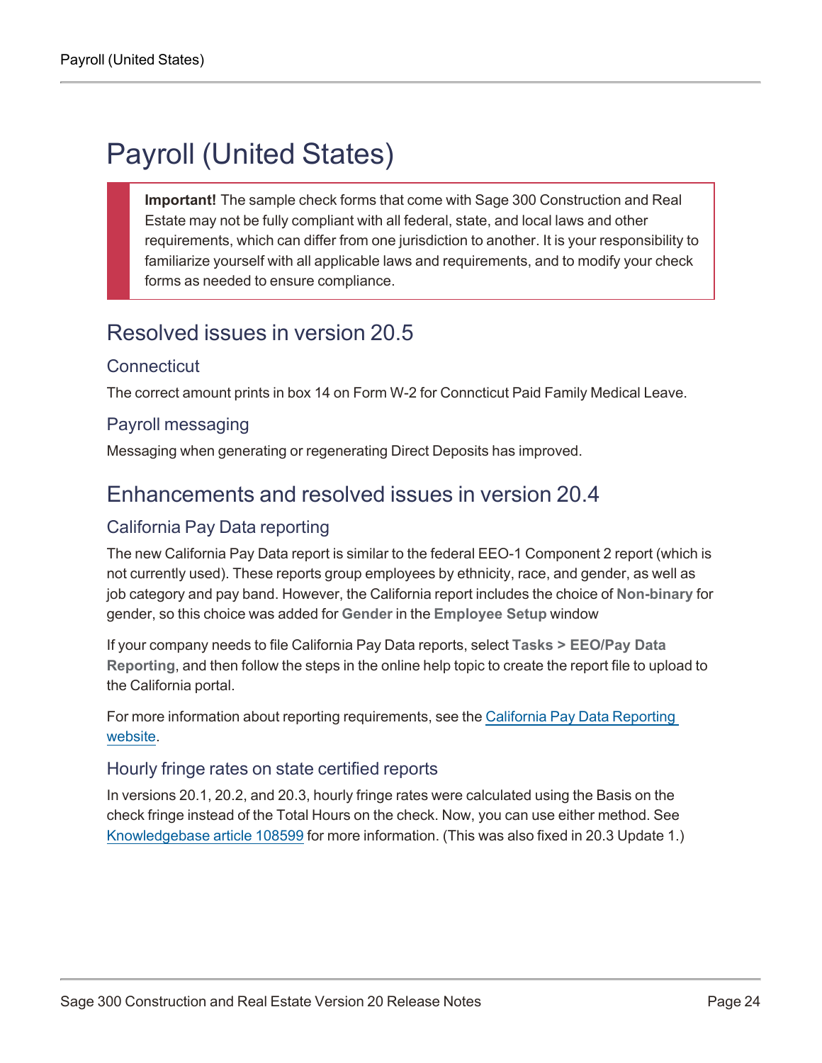# Payroll (United States)

> **Important!** The sample check forms that come with Sage 300 Construction and Real Estate may not be fully compliant with all federal, state, and local laws and other requirements, which can differ from one jurisdiction to another. It is your responsibility to familiarize yourself with all applicable laws and requirements, and to modify your check forms as needed to ensure compliance.

## Resolved issues in version 20.5

### Connecticut

The correct amount prints in box 14 on Form W-2 for Conncticut Paid Family Medical Leave.

### Payroll messaging

Messaging when generating or regenerating Direct Deposits has improved.

## Enhancements and resolved issues in version 20.4

### California Pay Data reporting

The new California Pay Data report is similar to the federal EEO-1 Component 2 report (which is not currently used). These reports group employees by ethnicity, race, and gender, as well as job category and pay band. However, the California report includes the choice of **Non-binary** for gender, so this choice was added for **Gender** in the **Employee Setup** window

If your company needs to file California Pay Data reports, select **Tasks > EEO/Pay Data Reporting**, and then follow the steps in the online help topic to create the report file to upload to the California portal.

For more information about reporting requirements, see the California Pay Data Reporting website.

### Hourly fringe rates on state certified reports

In versions 20.1, 20.2, and 20.3, hourly fringe rates were calculated using the Basis on the check fringe instead of the Total Hours on the check. Now, you can use either method. See Knowledgebase article 108599 for more information. (This was also fixed in 20.3 Update 1.)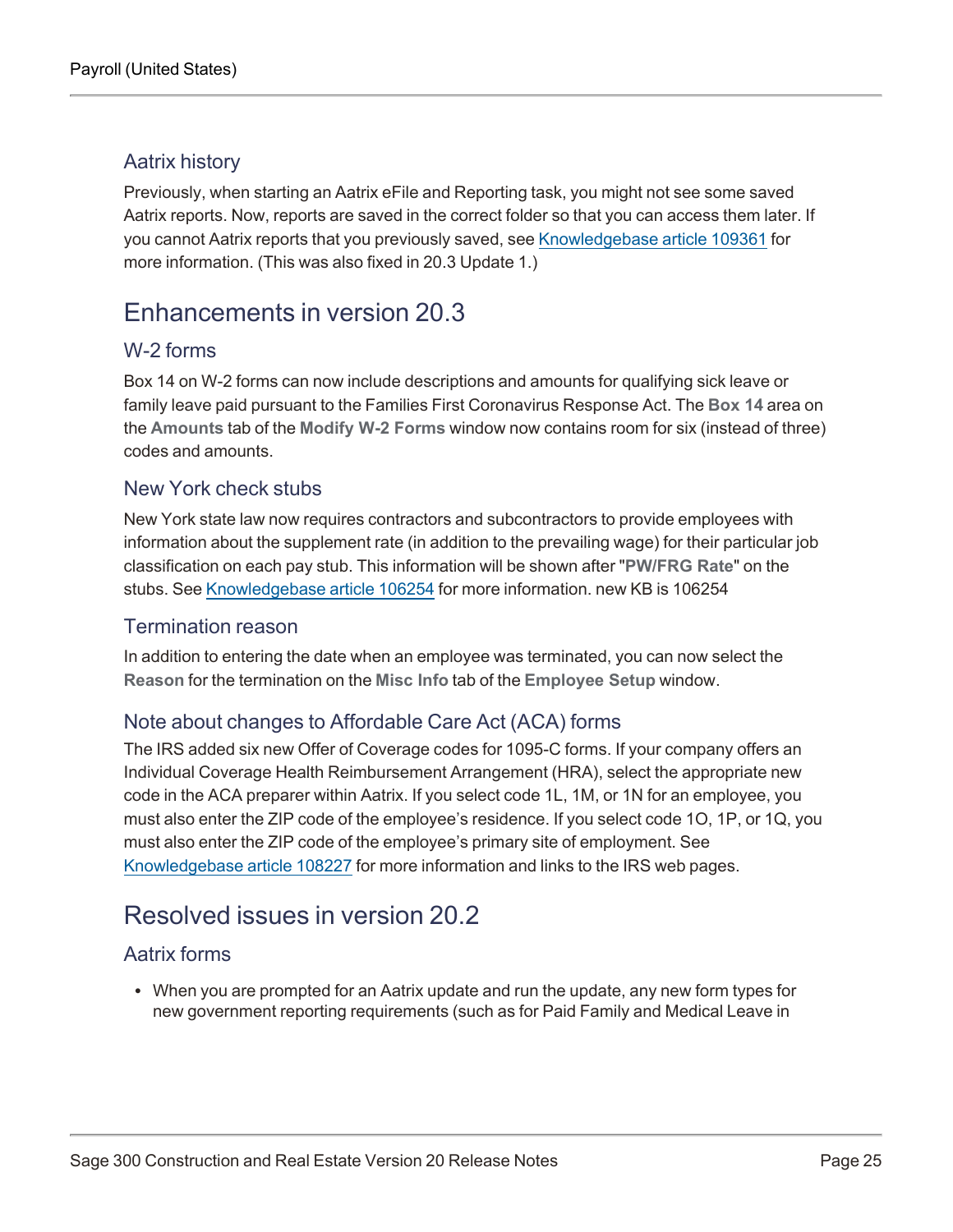### Aatrix history

Previously, when starting an Aatrix eFile and Reporting task, you might not see some saved Aatrix reports. Now, reports are saved in the correct folder so that you can access them later. If you cannot Aatrix reports that you previously saved, see Knowledgebase article 109361 for more information. (This was also fixed in 20.3 Update 1.)

## Enhancements in version 20.3

### W-2 forms

Box 14 on W-2 forms can now include descriptions and amounts for qualifying sick leave or family leave paid pursuant to the Families First Coronavirus Response Act. The **Box 14** area on the **Amounts** tab of the **Modify W-2 Forms** window now contains room for six (instead of three) codes and amounts.

### New York check stubs

New York state law now requires contractors and subcontractors to provide employees with information about the supplement rate (in addition to the prevailing wage) for their particular job classification on each pay stub. This information will be shown after "**PW/FRG Rate**" on the stubs. See Knowledgebase article 106254 for more information. new KB is 106254

### Termination reason

In addition to entering the date when an employee was terminated, you can now select the **Reason** for the termination on the **Misc Info** tab of the **Employee Setup** window.

### Note about changes to Affordable Care Act (ACA) forms

The IRS added six new Offer of Coverage codes for 1095-C forms. If your company offers an Individual Coverage Health Reimbursement Arrangement (HRA), select the appropriate new code in the ACA preparer within Aatrix. If you select code 1L, 1M, or 1N for an employee, you must also enter the ZIP code of the employee's residence. If you select code 1O, 1P, or 1Q, you must also enter the ZIP code of the employee's primary site of employment. See Knowledgebase article 108227 for more information and links to the IRS web pages.

## Resolved issues in version 20.2

### Aatrix forms

- When you are prompted for an Aatrix update and run the update, any new form types for new government reporting requirements (such as for Paid Family and Medical Leave in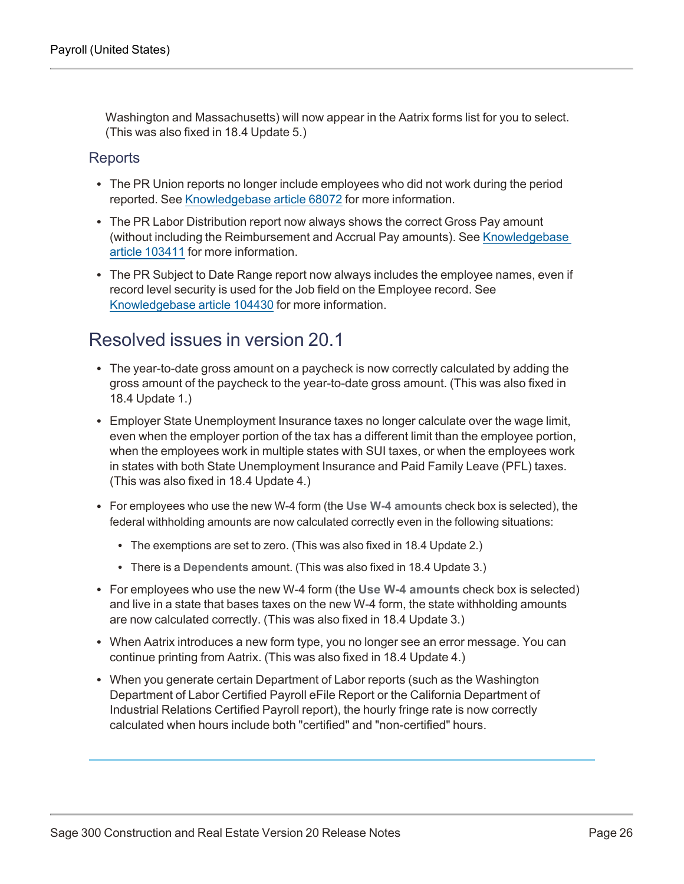Washington and Massachusetts) will now appear in the Aatrix forms list for you to select. (This was also fixed in 18.4 Update 5.)

### Reports

- The PR Union reports no longer include employees who did not work during the period reported. See [Knowledgebase article 68072] for more information.
- The PR Labor Distribution report now always shows the correct Gross Pay amount (without including the Reimbursement and Accrual Pay amounts). See [Knowledgebase article 103411] for more information.
- The PR Subject to Date Range report now always includes the employee names, even if record level security is used for the Job field on the Employee record. See [Knowledgebase article 104430] for more information.

## Resolved issues in version 20.1

- The year-to-date gross amount on a paycheck is now correctly calculated by adding the gross amount of the paycheck to the year-to-date gross amount. (This was also fixed in 18.4 Update 1.)
- Employer State Unemployment Insurance taxes no longer calculate over the wage limit, even when the employer portion of the tax has a different limit than the employee portion, when the employees work in multiple states with SUI taxes, or when the employees work in states with both State Unemployment Insurance and Paid Family Leave (PFL) taxes. (This was also fixed in 18.4 Update 4.)
- For employees who use the new W-4 form (the **Use W-4 amounts** check box is selected), the federal withholding amounts are now calculated correctly even in the following situations:
  - The exemptions are set to zero. (This was also fixed in 18.4 Update 2.)
  - There is a **Dependents** amount. (This was also fixed in 18.4 Update 3.)
- For employees who use the new W-4 form (the **Use W-4 amounts** check box is selected) and live in a state that bases taxes on the new W-4 form, the state withholding amounts are now calculated correctly. (This was also fixed in 18.4 Update 3.)
- When Aatrix introduces a new form type, you no longer see an error message. You can continue printing from Aatrix. (This was also fixed in 18.4 Update 4.)
- When you generate certain Department of Labor reports (such as the Washington Department of Labor Certified Payroll eFile Report or the California Department of Industrial Relations Certified Payroll report), the hourly fringe rate is now correctly calculated when hours include both "certified" and "non-certified" hours.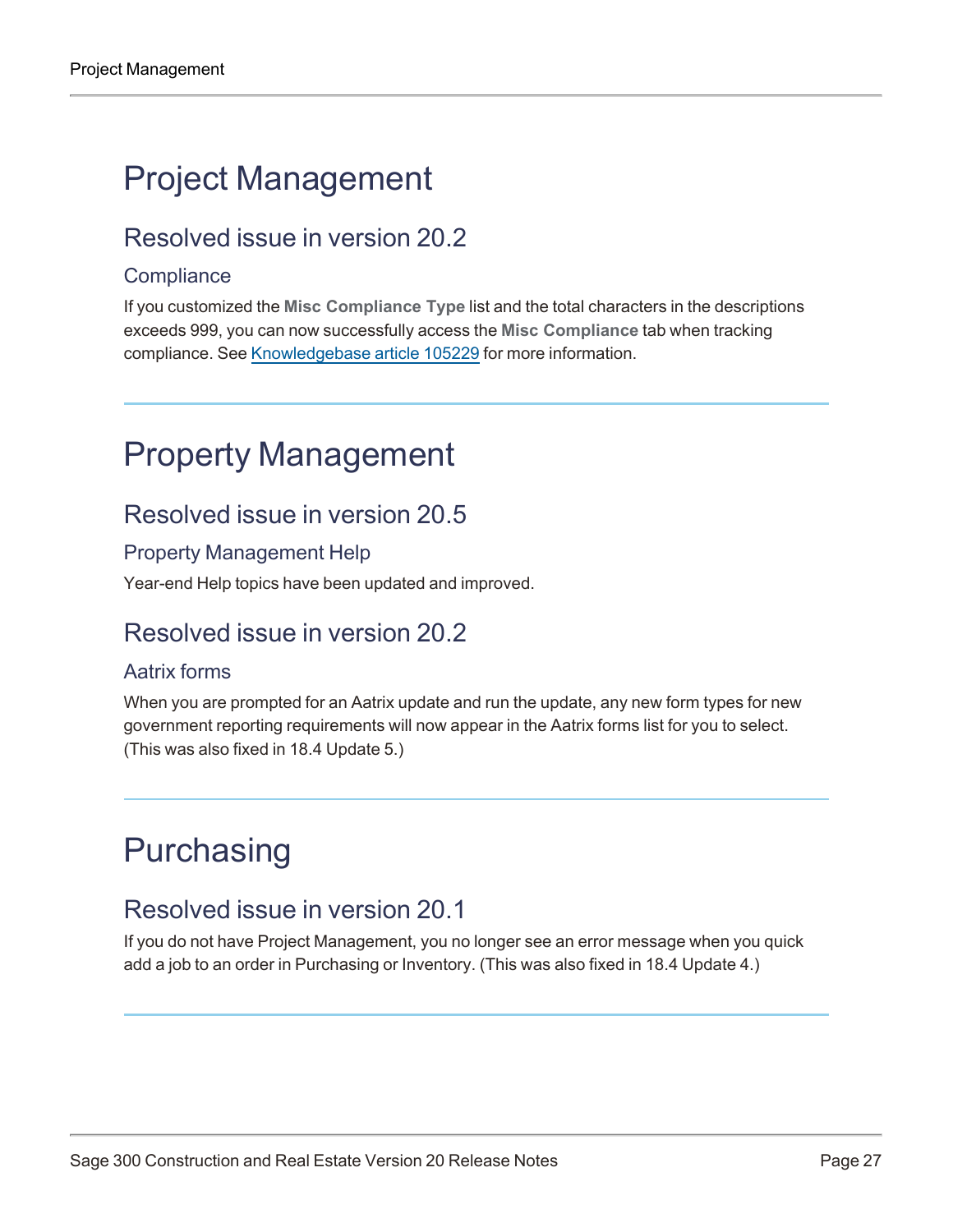# Project Management

## Resolved issue in version 20.2

### Compliance

If you customized the **Misc Compliance Type** list and the total characters in the descriptions exceeds 999, you can now successfully access the **Misc Compliance** tab when tracking compliance. See Knowledgebase article 105229 for more information.

---

# Property Management

## Resolved issue in version 20.5

### Property Management Help

Year-end Help topics have been updated and improved.

## Resolved issue in version 20.2

### Aatrix forms

When you are prompted for an Aatrix update and run the update, any new form types for new government reporting requirements will now appear in the Aatrix forms list for you to select. (This was also fixed in 18.4 Update 5.)

---

# Purchasing

## Resolved issue in version 20.1

If you do not have Project Management, you no longer see an error message when you quick add a job to an order in Purchasing or Inventory. (This was also fixed in 18.4 Update 4.)

---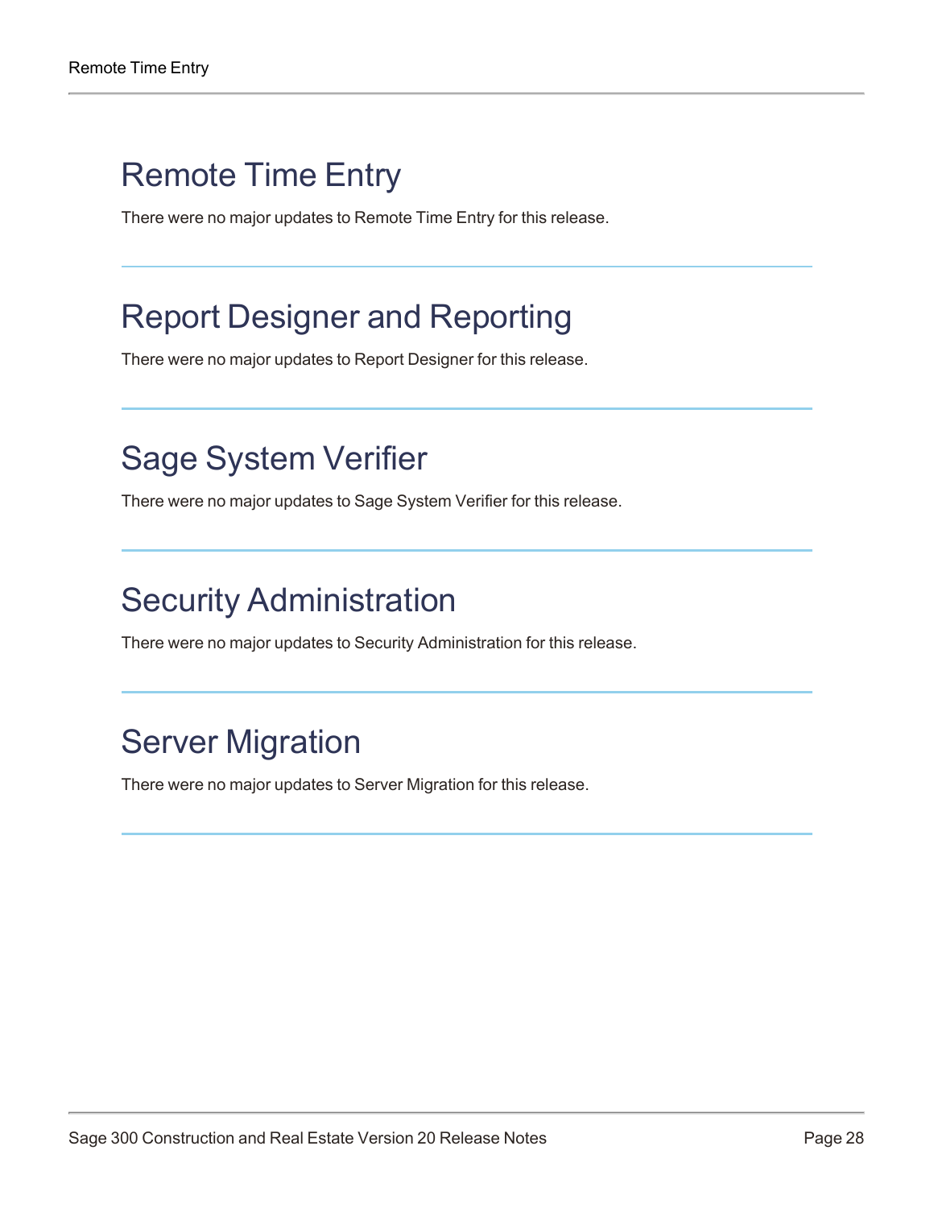# Remote Time Entry

There were no major updates to Remote Time Entry for this release.

---

# Report Designer and Reporting

There were no major updates to Report Designer for this release.

---

# Sage System Verifier

There were no major updates to Sage System Verifier for this release.

---

# Security Administration

There were no major updates to Security Administration for this release.

---

# Server Migration

There were no major updates to Server Migration for this release.

---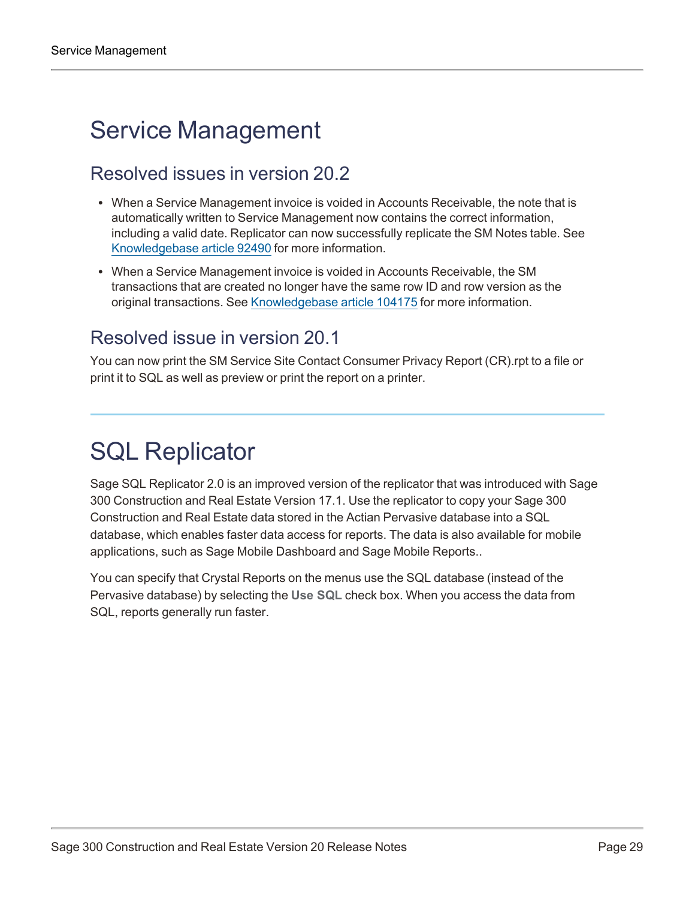# Service Management

## Resolved issues in version 20.2

- When a Service Management invoice is voided in Accounts Receivable, the note that is automatically written to Service Management now contains the correct information, including a valid date. Replicator can now successfully replicate the SM Notes table. See Knowledgebase article 92490 for more information.
- When a Service Management invoice is voided in Accounts Receivable, the SM transactions that are created no longer have the same row ID and row version as the original transactions. See Knowledgebase article 104175 for more information.

## Resolved issue in version 20.1

You can now print the SM Service Site Contact Consumer Privacy Report (CR).rpt to a file or print it to SQL as well as preview or print the report on a printer.

# SQL Replicator

Sage SQL Replicator 2.0 is an improved version of the replicator that was introduced with Sage 300 Construction and Real Estate Version 17.1. Use the replicator to copy your Sage 300 Construction and Real Estate data stored in the Actian Pervasive database into a SQL database, which enables faster data access for reports. The data is also available for mobile applications, such as Sage Mobile Dashboard and Sage Mobile Reports..

You can specify that Crystal Reports on the menus use the SQL database (instead of the Pervasive database) by selecting the **Use SQL** check box. When you access the data from SQL, reports generally run faster.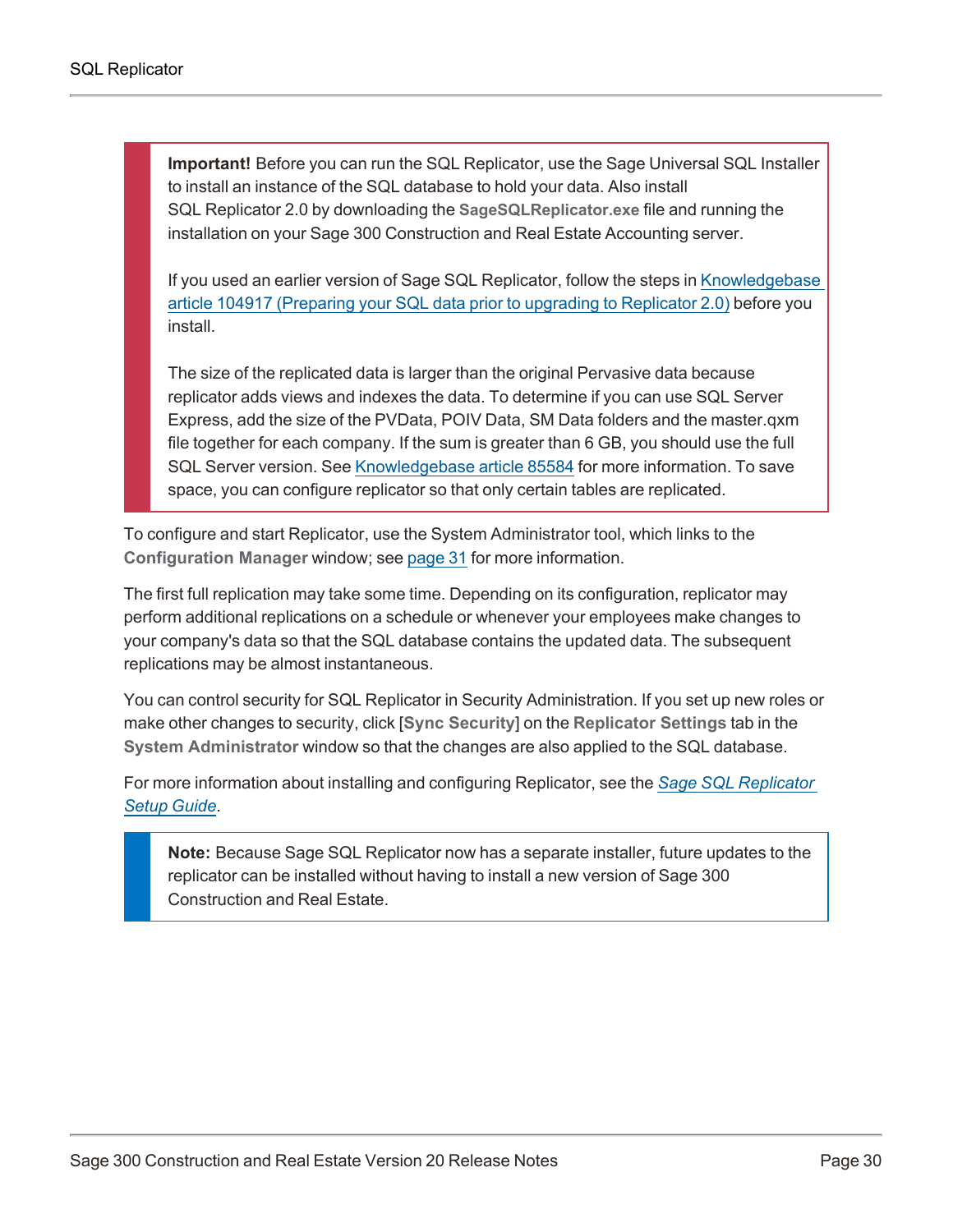> **Important!** Before you can run the SQL Replicator, use the Sage Universal SQL Installer to install an instance of the SQL database to hold your data. Also install SQL Replicator 2.0 by downloading the **SageSQLReplicator.exe** file and running the installation on your Sage 300 Construction and Real Estate Accounting server.
>
> If you used an earlier version of Sage SQL Replicator, follow the steps in [Knowledgebase article 104917 (Preparing your SQL data prior to upgrading to Replicator 2.0)]() before you install.
>
> The size of the replicated data is larger than the original Pervasive data because replicator adds views and indexes the data. To determine if you can use SQL Server Express, add the size of the PVData, POIV Data, SM Data folders and the master.qxm file together for each company. If the sum is greater than 6 GB, you should use the full SQL Server version. See [Knowledgebase article 85584]() for more information. To save space, you can configure replicator so that only certain tables are replicated.

To configure and start Replicator, use the System Administrator tool, which links to the **Configuration Manager** window; see [page 31]() for more information.

The first full replication may take some time. Depending on its configuration, replicator may perform additional replications on a schedule or whenever your employees make changes to your company's data so that the SQL database contains the updated data. The subsequent replications may be almost instantaneous.

You can control security for SQL Replicator in Security Administration. If you set up new roles or make other changes to security, click [**Sync Security**] on the **Replicator Settings** tab in the **System Administrator** window so that the changes are also applied to the SQL database.

For more information about installing and configuring Replicator, see the *[Sage SQL Replicator Setup Guide]()*.

> **Note:** Because Sage SQL Replicator now has a separate installer, future updates to the replicator can be installed without having to install a new version of Sage 300 Construction and Real Estate.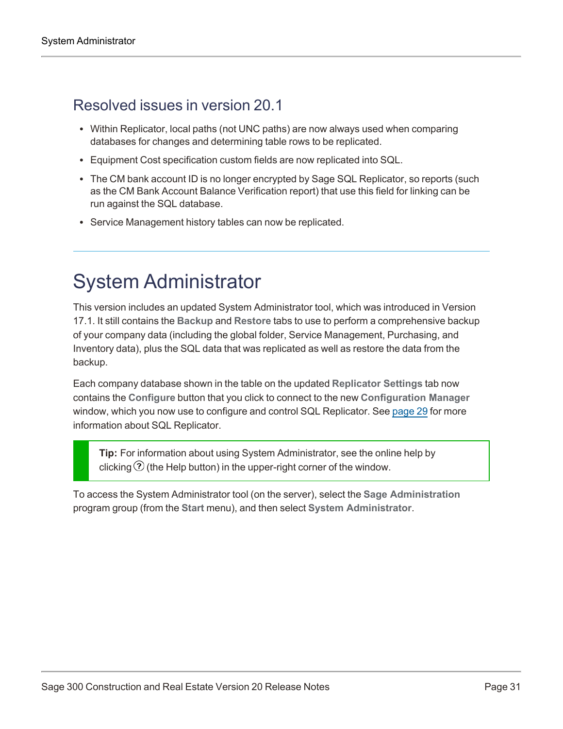## Resolved issues in version 20.1

- Within Replicator, local paths (not UNC paths) are now always used when comparing databases for changes and determining table rows to be replicated.
- Equipment Cost specification custom fields are now replicated into SQL.
- The CM bank account ID is no longer encrypted by Sage SQL Replicator, so reports (such as the CM Bank Account Balance Verification report) that use this field for linking can be run against the SQL database.
- Service Management history tables can now be replicated.

---

# System Administrator

This version includes an updated System Administrator tool, which was introduced in Version 17.1. It still contains the **Backup** and **Restore** tabs to use to perform a comprehensive backup of your company data (including the global folder, Service Management, Purchasing, and Inventory data), plus the SQL data that was replicated as well as restore the data from the backup.

Each company database shown in the table on the updated **Replicator Settings** tab now contains the **Configure** button that you click to connect to the new **Configuration Manager** window, which you now use to configure and control SQL Replicator. See page 29 for more information about SQL Replicator.

> **Tip:** For information about using System Administrator, see the online help by clicking ? (the Help button) in the upper-right corner of the window.

To access the System Administrator tool (on the server), select the **Sage Administration** program group (from the **Start** menu), and then select **System Administrator**.